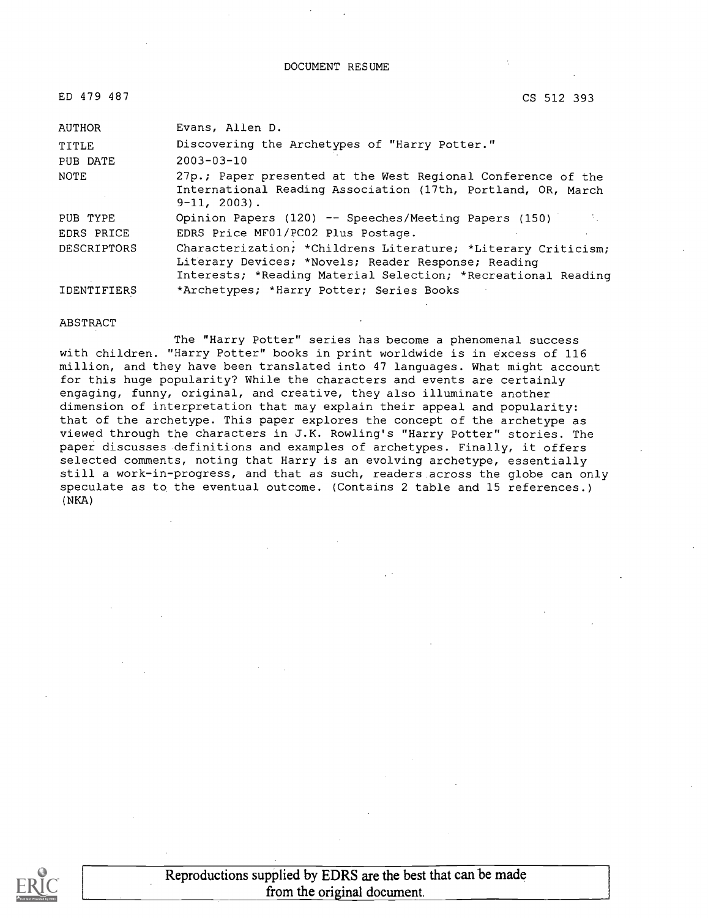DOCUMENT RESUME

ED 479 487 CS 512 393

| | |
|---|---|
| AUTHOR | Evans, Allen D. |
| TITLE | Discovering the Archetypes of "Harry Potter." |
| PUB DATE | 2003-03-10 |
| NOTE | 27p.; Paper presented at the West Regional Conference of the International Reading Association (17th, Portland, OR, March 9-11, 2003). |
| PUB TYPE | Opinion Papers (120) -- Speeches/Meeting Papers (150) |
| EDRS PRICE | EDRS Price MF01/PC02 Plus Postage. |
| DESCRIPTORS | Characterization; *Childrens Literature; *Literary Criticism; Literary Devices; *Novels; Reader Response; Reading Interests; *Reading Material Selection; *Recreational Reading |
| IDENTIFIERS | *Archetypes; *Harry Potter; Series Books |

ABSTRACT

The "Harry Potter" series has become a phenomenal success with children. "Harry Potter" books in print worldwide is in excess of 116 million, and they have been translated into 47 languages. What might account for this huge popularity? While the characters and events are certainly engaging, funny, original, and creative, they also illuminate another dimension of interpretation that may explain their appeal and popularity: that of the archetype. This paper explores the concept of the archetype as viewed through the characters in J.K. Rowling's "Harry Potter" stories. The paper discusses definitions and examples of archetypes. Finally, it offers selected comments, noting that Harry is an evolving archetype, essentially still a work-in-progress, and that as such, readers across the globe can only speculate as to the eventual outcome. (Contains 2 table and 15 references.) (NKA)

Reproductions supplied by EDRS are the best that can be made from the original document.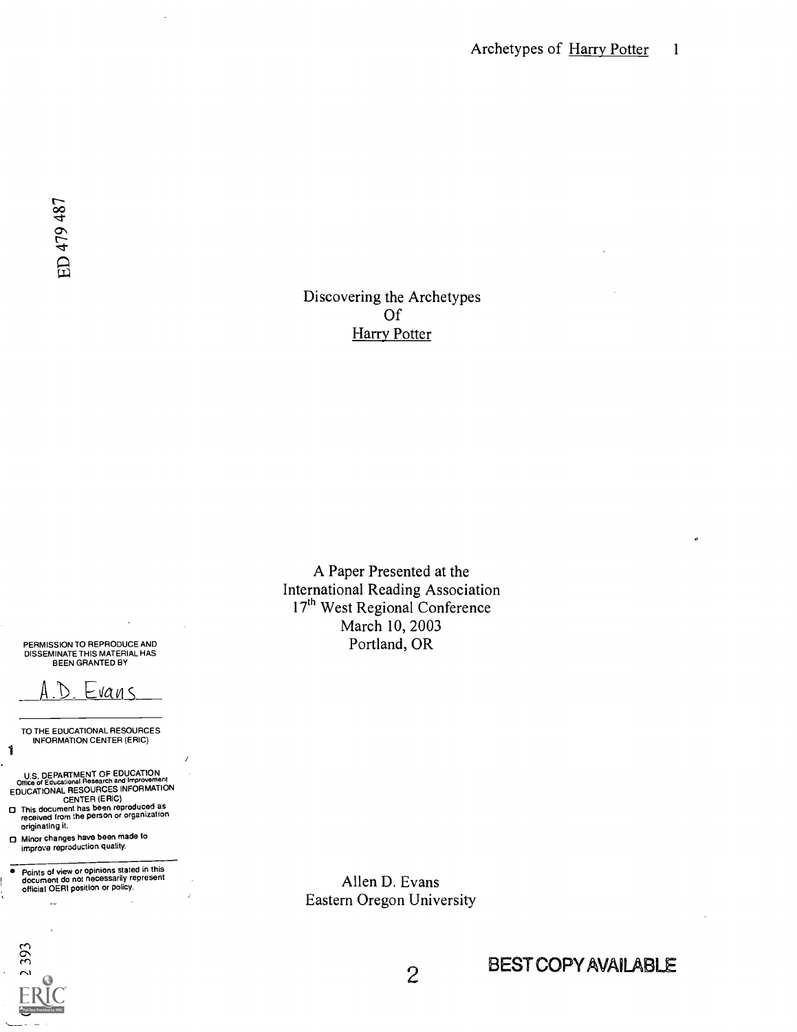ED 479 487

# Discovering the Archetypes Of Harry Potter

A Paper Presented at the
International Reading Association
17th West Regional Conference
March 10, 2003
Portland, OR

PERMISSION TO REPRODUCE AND DISSEMINATE THIS MATERIAL HAS BEEN GRANTED BY

A.D. Evans

TO THE EDUCATIONAL RESOURCES INFORMATION CENTER (ERIC)

U.S. DEPARTMENT OF EDUCATION
Office of Educational Research and Improvement
EDUCATIONAL RESOURCES INFORMATION CENTER (ERIC)

- This document has been reproduced as received from the person or organization originating it.
- Minor changes have been made to improve reproduction quality.
- Points of view or opinions stated in this document do not necessarily represent official OERI position or policy.

Allen D. Evans
Eastern Oregon University

BEST COPY AVAILABLE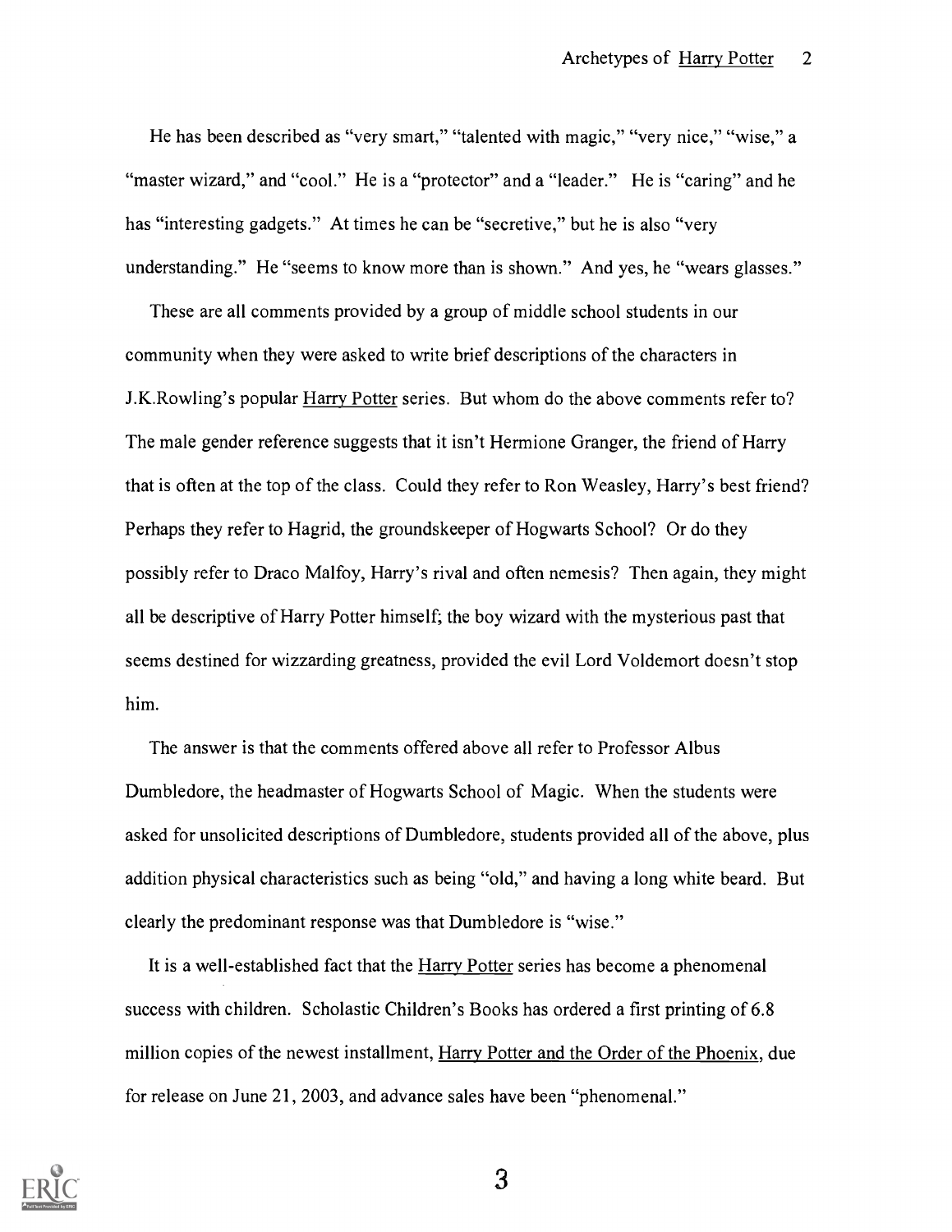He has been described as "very smart," "talented with magic," "very nice," "wise," a "master wizard," and "cool." He is a "protector" and a "leader." He is "caring" and he has "interesting gadgets." At times he can be "secretive," but he is also "very understanding." He "seems to know more than is shown." And yes, he "wears glasses."

These are all comments provided by a group of middle school students in our community when they were asked to write brief descriptions of the characters in J.K.Rowling's popular Harry Potter series. But whom do the above comments refer to? The male gender reference suggests that it isn't Hermione Granger, the friend of Harry that is often at the top of the class. Could they refer to Ron Weasley, Harry's best friend? Perhaps they refer to Hagrid, the groundskeeper of Hogwarts School? Or do they possibly refer to Draco Malfoy, Harry's rival and often nemesis? Then again, they might all be descriptive of Harry Potter himself; the boy wizard with the mysterious past that seems destined for wizzarding greatness, provided the evil Lord Voldemort doesn't stop him.

The answer is that the comments offered above all refer to Professor Albus Dumbledore, the headmaster of Hogwarts School of Magic. When the students were asked for unsolicited descriptions of Dumbledore, students provided all of the above, plus addition physical characteristics such as being "old," and having a long white beard. But clearly the predominant response was that Dumbledore is "wise."

It is a well-established fact that the Harry Potter series has become a phenomenal success with children. Scholastic Children's Books has ordered a first printing of 6.8 million copies of the newest installment, Harry Potter and the Order of the Phoenix, due for release on June 21, 2003, and advance sales have been "phenomenal."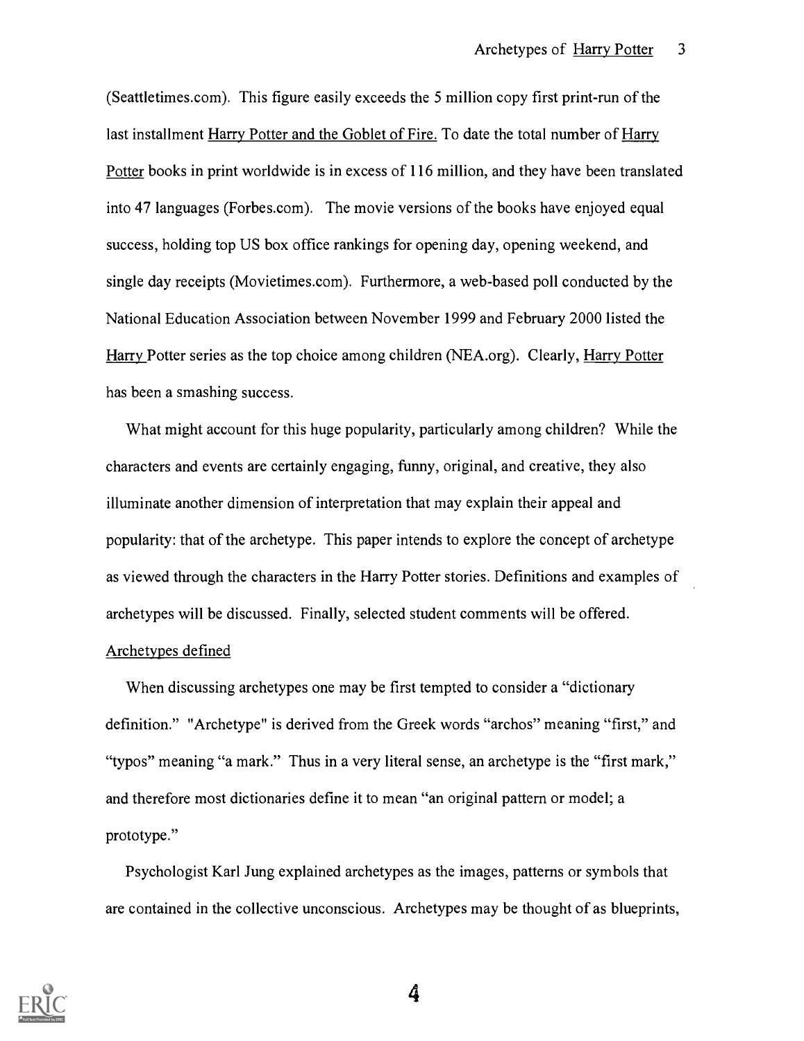(Seattletimes.com). This figure easily exceeds the 5 million copy first print-run of the last installment Harry Potter and the Goblet of Fire. To date the total number of Harry Potter books in print worldwide is in excess of 116 million, and they have been translated into 47 languages (Forbes.com). The movie versions of the books have enjoyed equal success, holding top US box office rankings for opening day, opening weekend, and single day receipts (Movietimes.com). Furthermore, a web-based poll conducted by the National Education Association between November 1999 and February 2000 listed the Harry Potter series as the top choice among children (NEA.org). Clearly, Harry Potter has been a smashing success.

What might account for this huge popularity, particularly among children? While the characters and events are certainly engaging, funny, original, and creative, they also illuminate another dimension of interpretation that may explain their appeal and popularity: that of the archetype. This paper intends to explore the concept of archetype as viewed through the characters in the Harry Potter stories. Definitions and examples of archetypes will be discussed. Finally, selected student comments will be offered.

## Archetypes defined

When discussing archetypes one may be first tempted to consider a "dictionary definition." "Archetype" is derived from the Greek words "archos" meaning "first," and "typos" meaning "a mark." Thus in a very literal sense, an archetype is the "first mark," and therefore most dictionaries define it to mean "an original pattern or model; a prototype."

Psychologist Karl Jung explained archetypes as the images, patterns or symbols that are contained in the collective unconscious. Archetypes may be thought of as blueprints,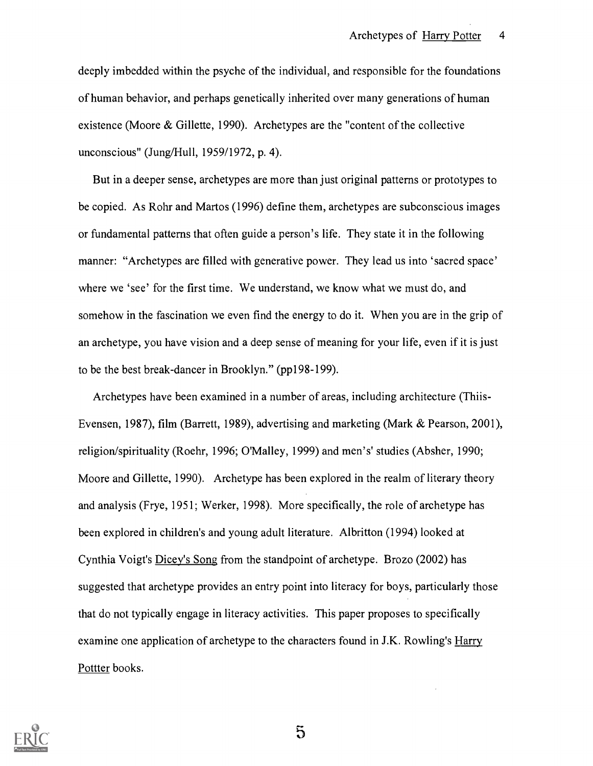deeply imbedded within the psyche of the individual, and responsible for the foundations of human behavior, and perhaps genetically inherited over many generations of human existence (Moore & Gillette, 1990). Archetypes are the "content of the collective unconscious" (Jung/Hull, 1959/1972, p. 4).

But in a deeper sense, archetypes are more than just original patterns or prototypes to be copied. As Rohr and Martos (1996) define them, archetypes are subconscious images or fundamental patterns that often guide a person's life. They state it in the following manner: "Archetypes are filled with generative power. They lead us into 'sacred space' where we 'see' for the first time. We understand, we know what we must do, and somehow in the fascination we even find the energy to do it. When you are in the grip of an archetype, you have vision and a deep sense of meaning for your life, even if it is just to be the best break-dancer in Brooklyn." (pp198-199).

Archetypes have been examined in a number of areas, including architecture (Thiis-Evensen, 1987), film (Barrett, 1989), advertising and marketing (Mark & Pearson, 2001), religion/spirituality (Roehr, 1996; O'Malley, 1999) and men's' studies (Absher, 1990; Moore and Gillette, 1990). Archetype has been explored in the realm of literary theory and analysis (Frye, 1951; Werker, 1998). More specifically, the role of archetype has been explored in children's and young adult literature. Albritton (1994) looked at Cynthia Voigt's Dicey's Song from the standpoint of archetype. Brozo (2002) has suggested that archetype provides an entry point into literacy for boys, particularly those that do not typically engage in literacy activities. This paper proposes to specifically examine one application of archetype to the characters found in J.K. Rowling's Harry Pottter books.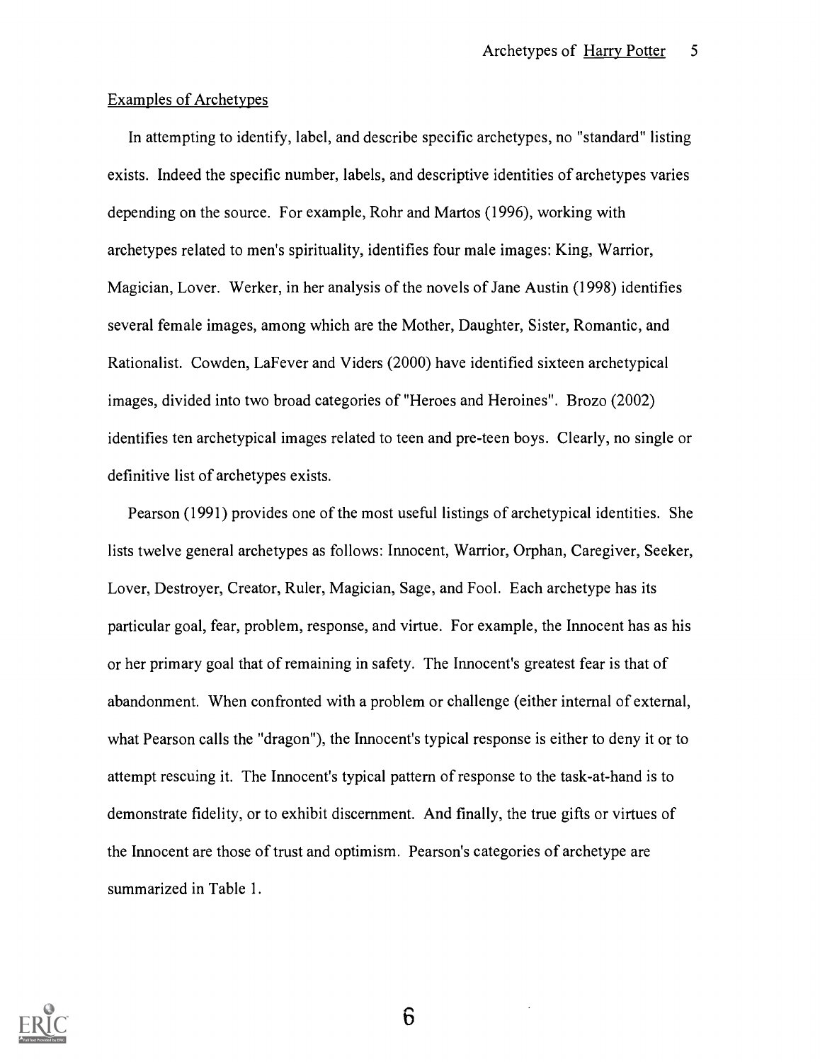Examples of Archetypes

In attempting to identify, label, and describe specific archetypes, no "standard" listing exists. Indeed the specific number, labels, and descriptive identities of archetypes varies depending on the source. For example, Rohr and Martos (1996), working with archetypes related to men's spirituality, identifies four male images: King, Warrior, Magician, Lover. Werker, in her analysis of the novels of Jane Austin (1998) identifies several female images, among which are the Mother, Daughter, Sister, Romantic, and Rationalist. Cowden, LaFever and Viders (2000) have identified sixteen archetypical images, divided into two broad categories of "Heroes and Heroines". Brozo (2002) identifies ten archetypical images related to teen and pre-teen boys. Clearly, no single or definitive list of archetypes exists.

Pearson (1991) provides one of the most useful listings of archetypical identities. She lists twelve general archetypes as follows: Innocent, Warrior, Orphan, Caregiver, Seeker, Lover, Destroyer, Creator, Ruler, Magician, Sage, and Fool. Each archetype has its particular goal, fear, problem, response, and virtue. For example, the Innocent has as his or her primary goal that of remaining in safety. The Innocent's greatest fear is that of abandonment. When confronted with a problem or challenge (either internal of external, what Pearson calls the "dragon"), the Innocent's typical response is either to deny it or to attempt rescuing it. The Innocent's typical pattern of response to the task-at-hand is to demonstrate fidelity, or to exhibit discernment. And finally, the true gifts or virtues of the Innocent are those of trust and optimism. Pearson's categories of archetype are summarized in Table 1.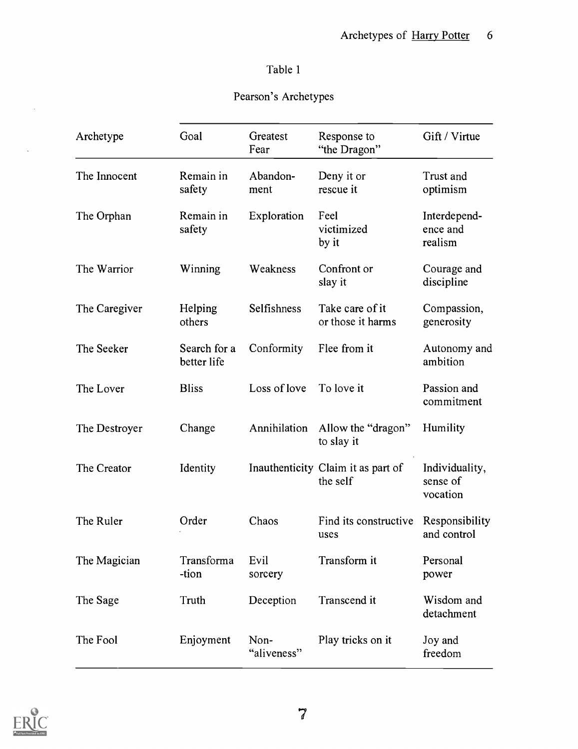Table 1

Pearson's Archetypes

| Archetype | Goal | Greatest Fear | Response to "the Dragon" | Gift / Virtue |
|---|---|---|---|---|
| The Innocent | Remain in safety | Abandonment | Deny it or rescue it | Trust and optimism |
| The Orphan | Remain in safety | Exploration | Feel victimized by it | Interdependence and realism |
| The Warrior | Winning | Weakness | Confront or slay it | Courage and discipline |
| The Caregiver | Helping others | Selfishness | Take care of it or those it harms | Compassion, generosity |
| The Seeker | Search for a better life | Conformity | Flee from it | Autonomy and ambition |
| The Lover | Bliss | Loss of love | To love it | Passion and commitment |
| The Destroyer | Change | Annihilation | Allow the "dragon" to slay it | Humility |
| The Creator | Identity | Inauthenticity | Claim it as part of the self | Individuality, sense of vocation |
| The Ruler | Order | Chaos | Find its constructive uses | Responsibility and control |
| The Magician | Transformation | Evil sorcery | Transform it | Personal power |
| The Sage | Truth | Deception | Transcend it | Wisdom and detachment |
| The Fool | Enjoyment | Non-"aliveness" | Play tricks on it | Joy and freedom |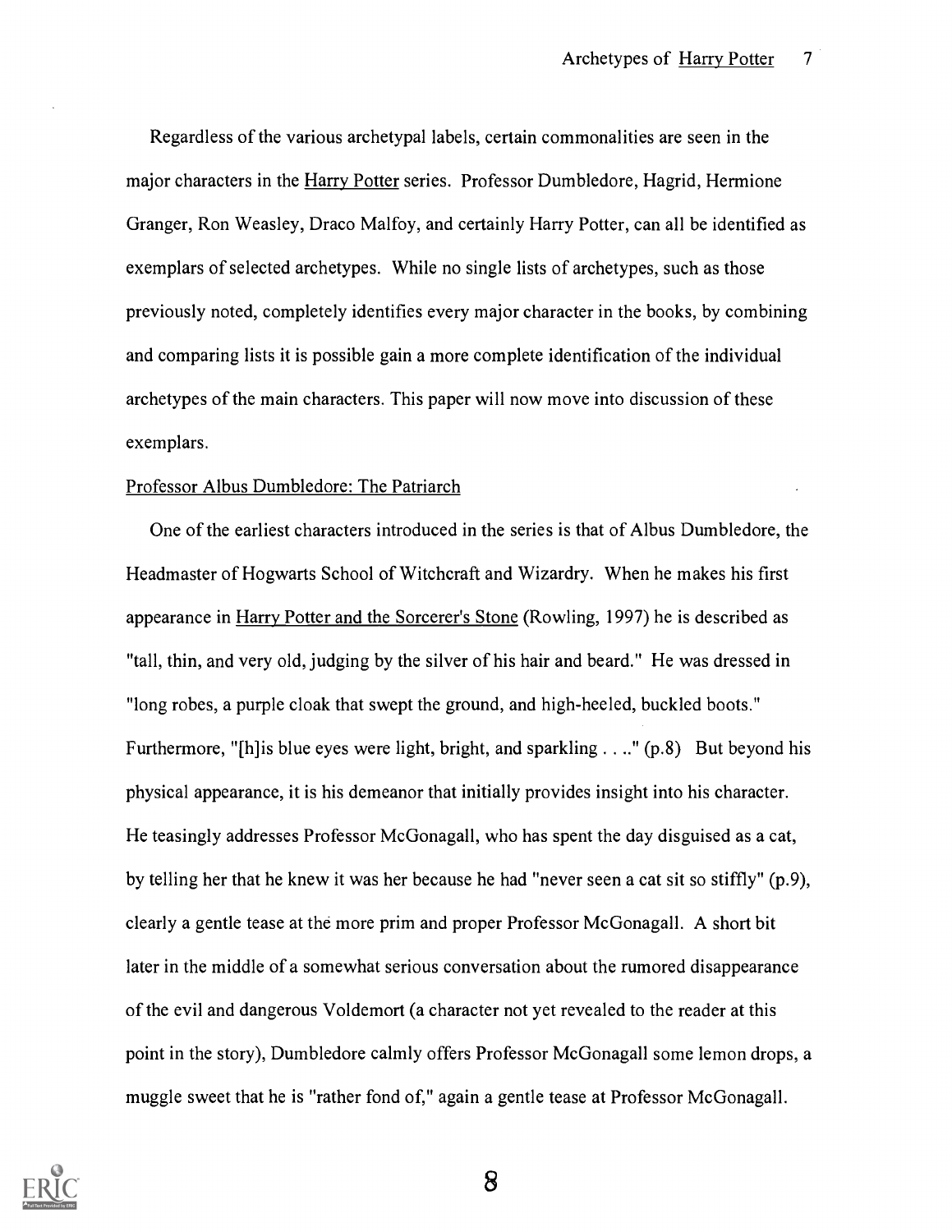Regardless of the various archetypal labels, certain commonalities are seen in the major characters in the Harry Potter series. Professor Dumbledore, Hagrid, Hermione Granger, Ron Weasley, Draco Malfoy, and certainly Harry Potter, can all be identified as exemplars of selected archetypes. While no single lists of archetypes, such as those previously noted, completely identifies every major character in the books, by combining and comparing lists it is possible gain a more complete identification of the individual archetypes of the main characters. This paper will now move into discussion of these exemplars.

## Professor Albus Dumbledore: The Patriarch

One of the earliest characters introduced in the series is that of Albus Dumbledore, the Headmaster of Hogwarts School of Witchcraft and Wizardry. When he makes his first appearance in Harry Potter and the Sorcerer's Stone (Rowling, 1997) he is described as "tall, thin, and very old, judging by the silver of his hair and beard." He was dressed in "long robes, a purple cloak that swept the ground, and high-heeled, buckled boots." Furthermore, "[h]is blue eyes were light, bright, and sparkling . . .." (p.8) But beyond his physical appearance, it is his demeanor that initially provides insight into his character. He teasingly addresses Professor McGonagall, who has spent the day disguised as a cat, by telling her that he knew it was her because he had "never seen a cat sit so stiffly" (p.9), clearly a gentle tease at the more prim and proper Professor McGonagall. A short bit later in the middle of a somewhat serious conversation about the rumored disappearance of the evil and dangerous Voldemort (a character not yet revealed to the reader at this point in the story), Dumbledore calmly offers Professor McGonagall some lemon drops, a muggle sweet that he is "rather fond of," again a gentle tease at Professor McGonagall.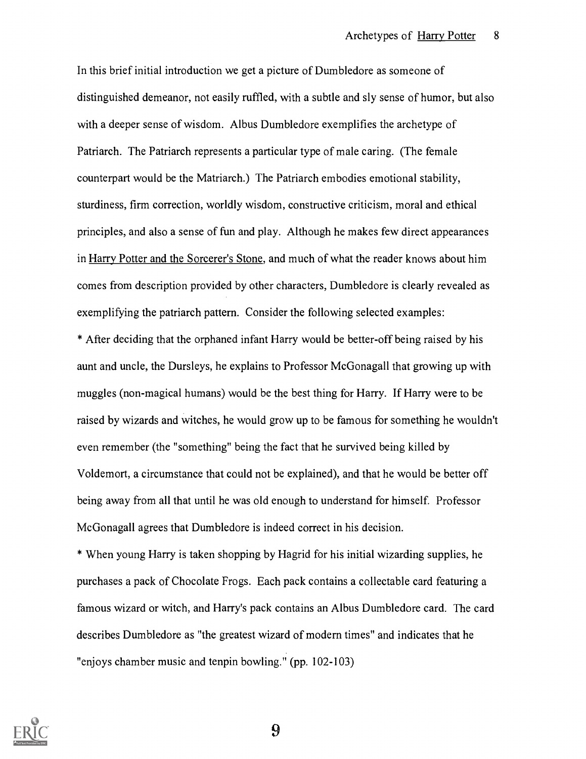In this brief initial introduction we get a picture of Dumbledore as someone of distinguished demeanor, not easily ruffled, with a subtle and sly sense of humor, but also with a deeper sense of wisdom. Albus Dumbledore exemplifies the archetype of Patriarch. The Patriarch represents a particular type of male caring. (The female counterpart would be the Matriarch.) The Patriarch embodies emotional stability, sturdiness, firm correction, worldly wisdom, constructive criticism, moral and ethical principles, and also a sense of fun and play. Although he makes few direct appearances in Harry Potter and the Sorcerer's Stone, and much of what the reader knows about him comes from description provided by other characters, Dumbledore is clearly revealed as exemplifying the patriarch pattern. Consider the following selected examples:

* After deciding that the orphaned infant Harry would be better-off being raised by his aunt and uncle, the Dursleys, he explains to Professor McGonagall that growing up with muggles (non-magical humans) would be the best thing for Harry. If Harry were to be raised by wizards and witches, he would grow up to be famous for something he wouldn't even remember (the "something" being the fact that he survived being killed by Voldemort, a circumstance that could not be explained), and that he would be better off being away from all that until he was old enough to understand for himself. Professor McGonagall agrees that Dumbledore is indeed correct in his decision.

* When young Harry is taken shopping by Hagrid for his initial wizarding supplies, he purchases a pack of Chocolate Frogs. Each pack contains a collectable card featuring a famous wizard or witch, and Harry's pack contains an Albus Dumbledore card. The card describes Dumbledore as "the greatest wizard of modern times" and indicates that he "enjoys chamber music and tenpin bowling." (pp. 102-103)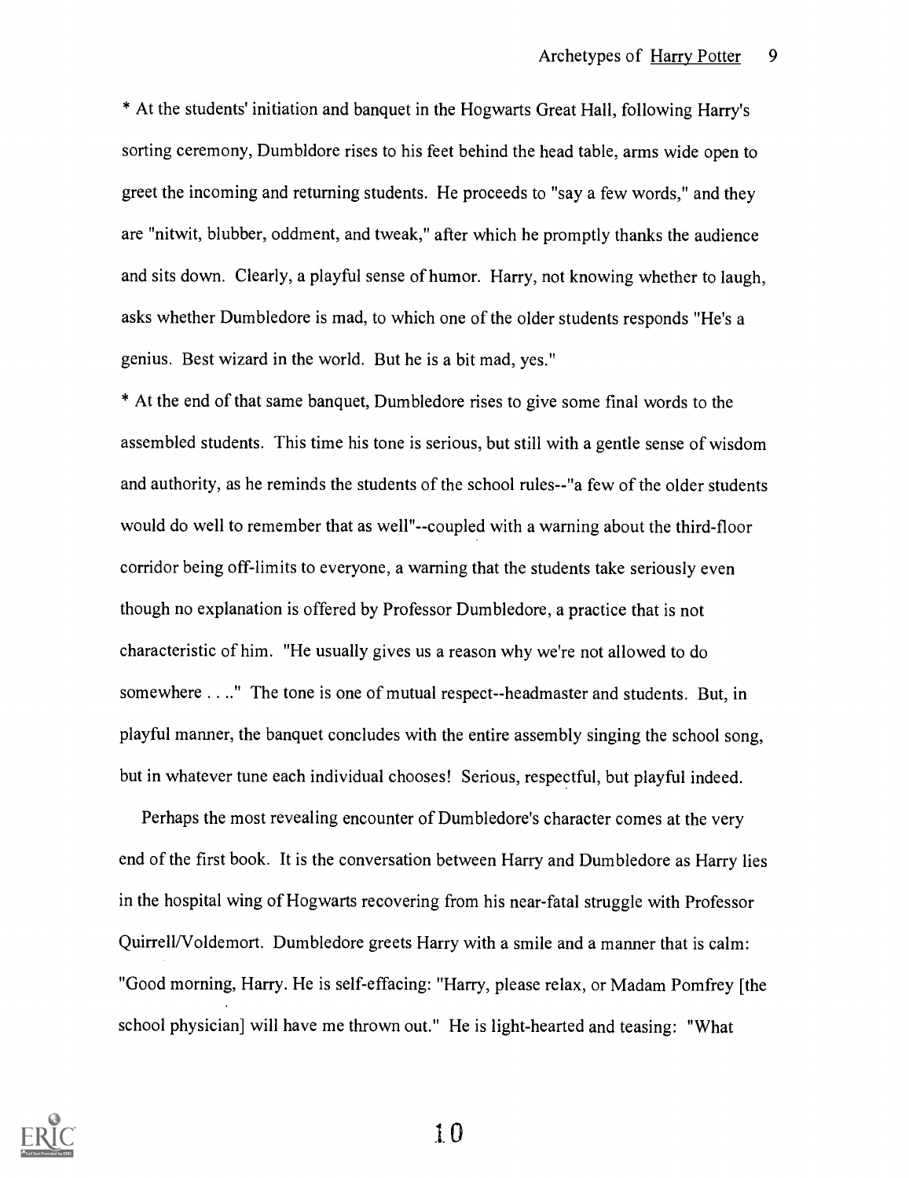* At the students' initiation and banquet in the Hogwarts Great Hall, following Harry's sorting ceremony, Dumbldore rises to his feet behind the head table, arms wide open to greet the incoming and returning students. He proceeds to "say a few words," and they are "nitwit, blubber, oddment, and tweak," after which he promptly thanks the audience and sits down. Clearly, a playful sense of humor. Harry, not knowing whether to laugh, asks whether Dumbledore is mad, to which one of the older students responds "He's a genius. Best wizard in the world. But he is a bit mad, yes."

* At the end of that same banquet, Dumbledore rises to give some final words to the assembled students. This time his tone is serious, but still with a gentle sense of wisdom and authority, as he reminds the students of the school rules--"a few of the older students would do well to remember that as well"--coupled with a warning about the third-floor corridor being off-limits to everyone, a warning that the students take seriously even though no explanation is offered by Professor Dumbledore, a practice that is not characteristic of him. "He usually gives us a reason why we're not allowed to do somewhere . . .." The tone is one of mutual respect--headmaster and students. But, in playful manner, the banquet concludes with the entire assembly singing the school song, but in whatever tune each individual chooses! Serious, respectful, but playful indeed.

Perhaps the most revealing encounter of Dumbledore's character comes at the very end of the first book. It is the conversation between Harry and Dumbledore as Harry lies in the hospital wing of Hogwarts recovering from his near-fatal struggle with Professor Quirrell/Voldemort. Dumbledore greets Harry with a smile and a manner that is calm: "Good morning, Harry. He is self-effacing: "Harry, please relax, or Madam Pomfrey [the school physician] will have me thrown out." He is light-hearted and teasing: "What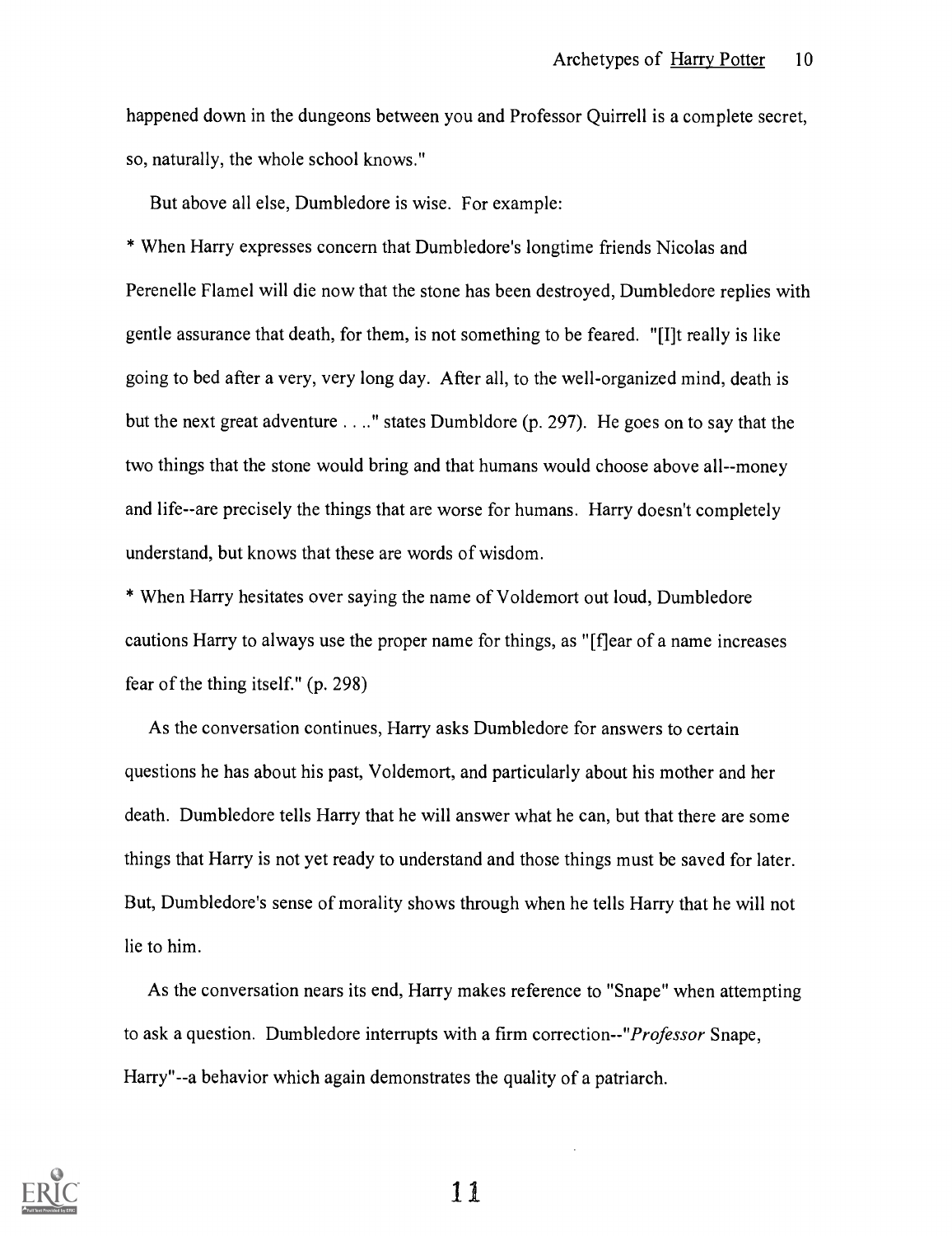happened down in the dungeons between you and Professor Quirrell is a complete secret, so, naturally, the whole school knows."

But above all else, Dumbledore is wise. For example:

* When Harry expresses concern that Dumbledore's longtime friends Nicolas and Perenelle Flamel will die now that the stone has been destroyed, Dumbledore replies with gentle assurance that death, for them, is not something to be feared. "[I]t really is like going to bed after a very, very long day. After all, to the well-organized mind, death is but the next great adventure . . .." states Dumbldore (p. 297). He goes on to say that the two things that the stone would bring and that humans would choose above all--money and life--are precisely the things that are worse for humans. Harry doesn't completely understand, but knows that these are words of wisdom.

* When Harry hesitates over saying the name of Voldemort out loud, Dumbledore cautions Harry to always use the proper name for things, as "[f]ear of a name increases fear of the thing itself." (p. 298)

As the conversation continues, Harry asks Dumbledore for answers to certain questions he has about his past, Voldemort, and particularly about his mother and her death. Dumbledore tells Harry that he will answer what he can, but that there are some things that Harry is not yet ready to understand and those things must be saved for later. But, Dumbledore's sense of morality shows through when he tells Harry that he will not lie to him.

As the conversation nears its end, Harry makes reference to "Snape" when attempting to ask a question. Dumbledore interrupts with a firm correction--"*Professor* Snape, Harry"--a behavior which again demonstrates the quality of a patriarch.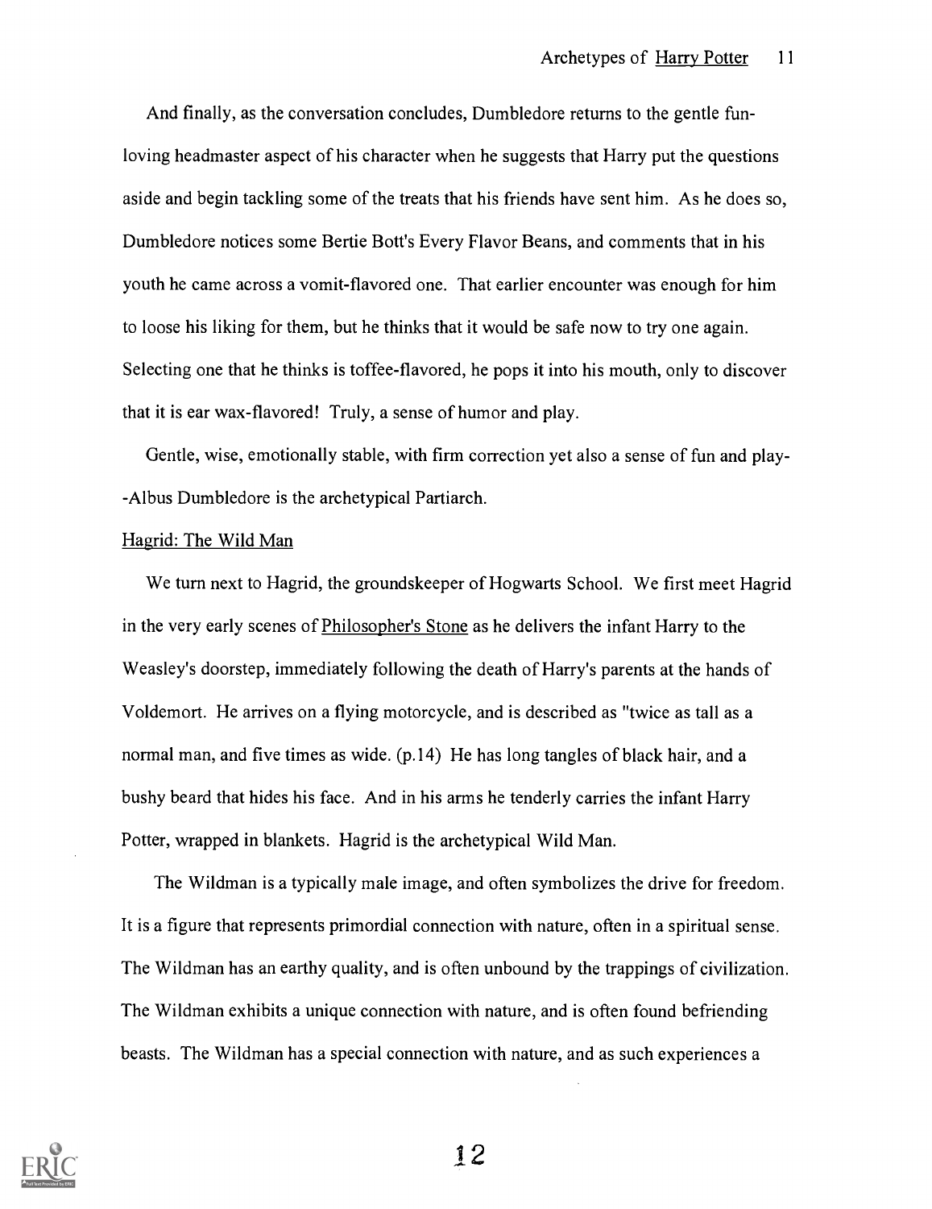And finally, as the conversation concludes, Dumbledore returns to the gentle fun-loving headmaster aspect of his character when he suggests that Harry put the questions aside and begin tackling some of the treats that his friends have sent him. As he does so, Dumbledore notices some Bertie Bott's Every Flavor Beans, and comments that in his youth he came across a vomit-flavored one. That earlier encounter was enough for him to loose his liking for them, but he thinks that it would be safe now to try one again. Selecting one that he thinks is toffee-flavored, he pops it into his mouth, only to discover that it is ear wax-flavored! Truly, a sense of humor and play.

Gentle, wise, emotionally stable, with firm correction yet also a sense of fun and play--Albus Dumbledore is the archetypical Partiarch.

Hagrid: The Wild Man

We turn next to Hagrid, the groundskeeper of Hogwarts School. We first meet Hagrid in the very early scenes of Philosopher's Stone as he delivers the infant Harry to the Weasley's doorstep, immediately following the death of Harry's parents at the hands of Voldemort. He arrives on a flying motorcycle, and is described as "twice as tall as a normal man, and five times as wide. (p.14) He has long tangles of black hair, and a bushy beard that hides his face. And in his arms he tenderly carries the infant Harry Potter, wrapped in blankets. Hagrid is the archetypical Wild Man.

The Wildman is a typically male image, and often symbolizes the drive for freedom. It is a figure that represents primordial connection with nature, often in a spiritual sense. The Wildman has an earthy quality, and is often unbound by the trappings of civilization. The Wildman exhibits a unique connection with nature, and is often found befriending beasts. The Wildman has a special connection with nature, and as such experiences a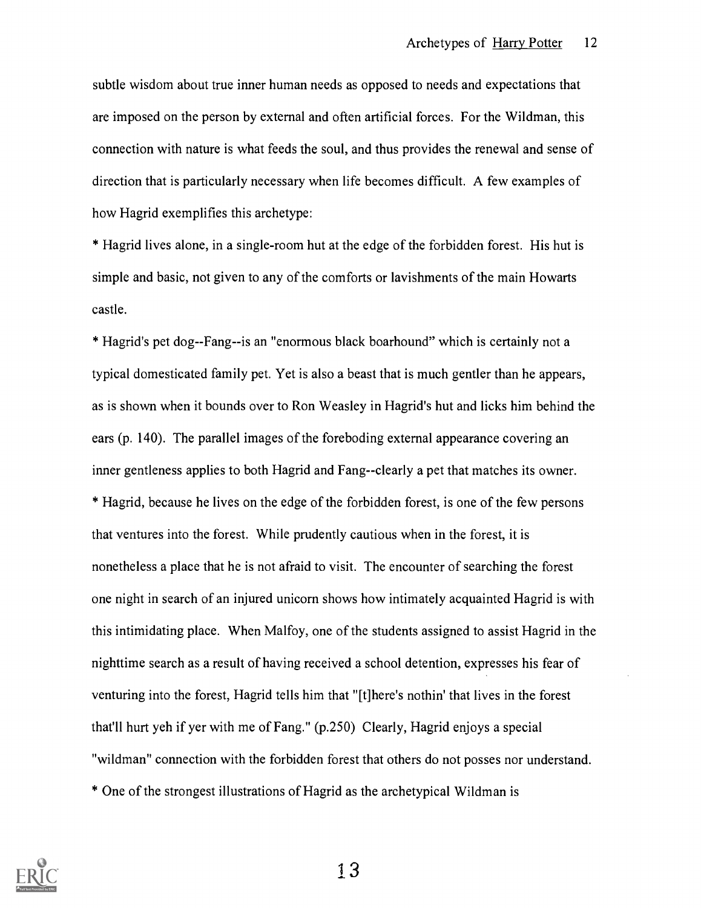subtle wisdom about true inner human needs as opposed to needs and expectations that are imposed on the person by external and often artificial forces. For the Wildman, this connection with nature is what feeds the soul, and thus provides the renewal and sense of direction that is particularly necessary when life becomes difficult. A few examples of how Hagrid exemplifies this archetype:

* Hagrid lives alone, in a single-room hut at the edge of the forbidden forest. His hut is simple and basic, not given to any of the comforts or lavishments of the main Howarts castle.

* Hagrid's pet dog--Fang--is an "enormous black boarhound" which is certainly not a typical domesticated family pet. Yet is also a beast that is much gentler than he appears, as is shown when it bounds over to Ron Weasley in Hagrid's hut and licks him behind the ears (p. 140). The parallel images of the foreboding external appearance covering an inner gentleness applies to both Hagrid and Fang--clearly a pet that matches its owner.

* Hagrid, because he lives on the edge of the forbidden forest, is one of the few persons that ventures into the forest. While prudently cautious when in the forest, it is nonetheless a place that he is not afraid to visit. The encounter of searching the forest one night in search of an injured unicorn shows how intimately acquainted Hagrid is with this intimidating place. When Malfoy, one of the students assigned to assist Hagrid in the nighttime search as a result of having received a school detention, expresses his fear of venturing into the forest, Hagrid tells him that "[t]here's nothin' that lives in the forest that'll hurt yeh if yer with me of Fang." (p.250) Clearly, Hagrid enjoys a special "wildman" connection with the forbidden forest that others do not posses nor understand.

* One of the strongest illustrations of Hagrid as the archetypical Wildman is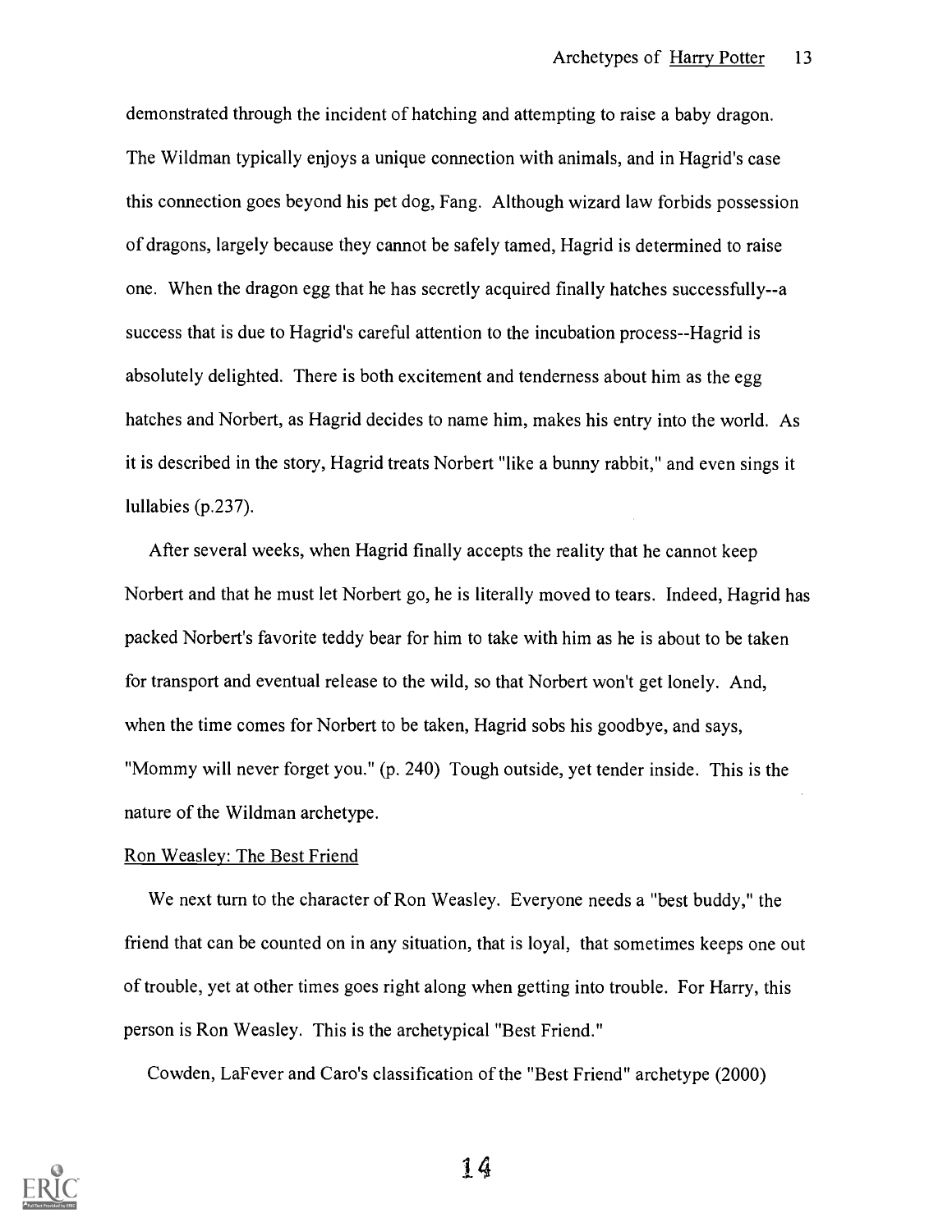demonstrated through the incident of hatching and attempting to raise a baby dragon. The Wildman typically enjoys a unique connection with animals, and in Hagrid's case this connection goes beyond his pet dog, Fang. Although wizard law forbids possession of dragons, largely because they cannot be safely tamed, Hagrid is determined to raise one. When the dragon egg that he has secretly acquired finally hatches successfully--a success that is due to Hagrid's careful attention to the incubation process--Hagrid is absolutely delighted. There is both excitement and tenderness about him as the egg hatches and Norbert, as Hagrid decides to name him, makes his entry into the world. As it is described in the story, Hagrid treats Norbert "like a bunny rabbit," and even sings it lullabies (p.237).

After several weeks, when Hagrid finally accepts the reality that he cannot keep Norbert and that he must let Norbert go, he is literally moved to tears. Indeed, Hagrid has packed Norbert's favorite teddy bear for him to take with him as he is about to be taken for transport and eventual release to the wild, so that Norbert won't get lonely. And, when the time comes for Norbert to be taken, Hagrid sobs his goodbye, and says, "Mommy will never forget you." (p. 240) Tough outside, yet tender inside. This is the nature of the Wildman archetype.

<u>Ron Weasley: The Best Friend</u>

We next turn to the character of Ron Weasley. Everyone needs a "best buddy," the friend that can be counted on in any situation, that is loyal, that sometimes keeps one out of trouble, yet at other times goes right along when getting into trouble. For Harry, this person is Ron Weasley. This is the archetypical "Best Friend."

Cowden, LaFever and Caro's classification of the "Best Friend" archetype (2000)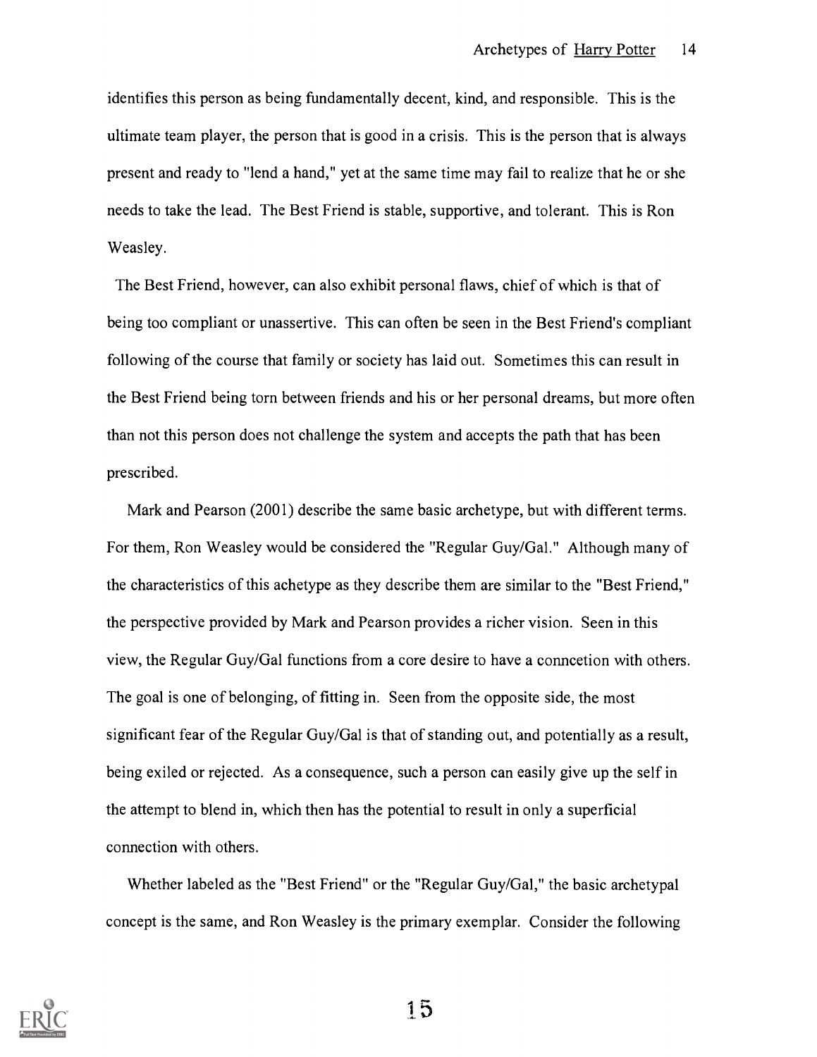identifies this person as being fundamentally decent, kind, and responsible. This is the ultimate team player, the person that is good in a crisis. This is the person that is always present and ready to "lend a hand," yet at the same time may fail to realize that he or she needs to take the lead. The Best Friend is stable, supportive, and tolerant. This is Ron Weasley.

The Best Friend, however, can also exhibit personal flaws, chief of which is that of being too compliant or unassertive. This can often be seen in the Best Friend's compliant following of the course that family or society has laid out. Sometimes this can result in the Best Friend being torn between friends and his or her personal dreams, but more often than not this person does not challenge the system and accepts the path that has been prescribed.

Mark and Pearson (2001) describe the same basic archetype, but with different terms. For them, Ron Weasley would be considered the "Regular Guy/Gal." Although many of the characteristics of this achetype as they describe them are similar to the "Best Friend," the perspective provided by Mark and Pearson provides a richer vision. Seen in this view, the Regular Guy/Gal functions from a core desire to have a conncetion with others. The goal is one of belonging, of fitting in. Seen from the opposite side, the most significant fear of the Regular Guy/Gal is that of standing out, and potentially as a result, being exiled or rejected. As a consequence, such a person can easily give up the self in the attempt to blend in, which then has the potential to result in only a superficial connection with others.

Whether labeled as the "Best Friend" or the "Regular Guy/Gal," the basic archetypal concept is the same, and Ron Weasley is the primary exemplar. Consider the following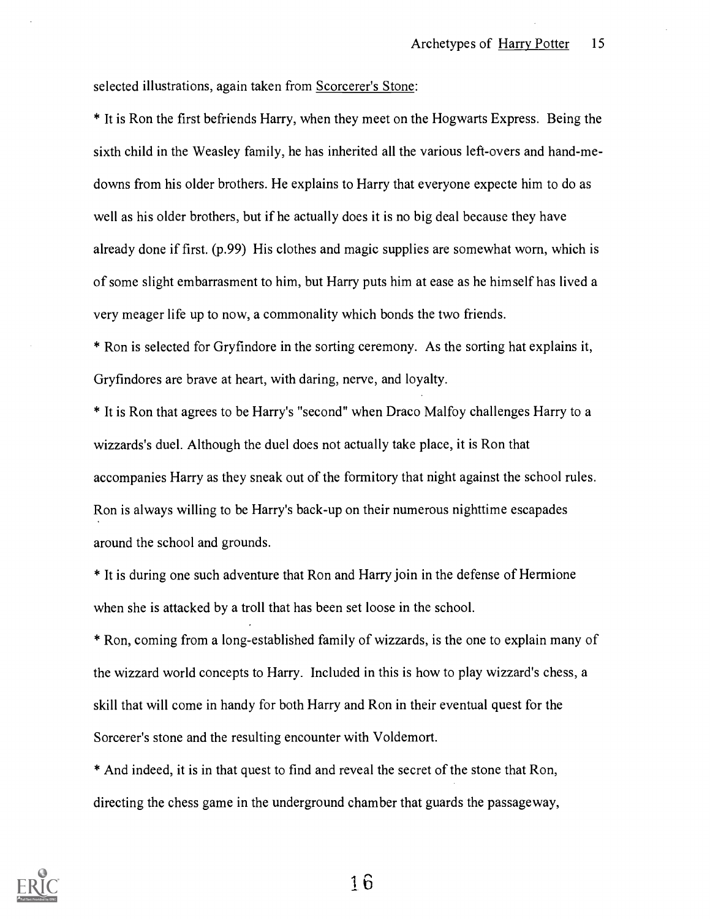selected illustrations, again taken from Scorcerer's Stone:

* It is Ron the first befriends Harry, when they meet on the Hogwarts Express. Being the sixth child in the Weasley family, he has inherited all the various left-overs and hand-me-downs from his older brothers. He explains to Harry that everyone expecte him to do as well as his older brothers, but if he actually does it is no big deal because they have already done if first. (p.99) His clothes and magic supplies are somewhat worn, which is of some slight embarrasment to him, but Harry puts him at ease as he himself has lived a very meager life up to now, a commonality which bonds the two friends.

* Ron is selected for Gryfindore in the sorting ceremony. As the sorting hat explains it, Gryfindores are brave at heart, with daring, nerve, and loyalty.

* It is Ron that agrees to be Harry's "second" when Draco Malfoy challenges Harry to a wizzards's duel. Although the duel does not actually take place, it is Ron that accompanies Harry as they sneak out of the formitory that night against the school rules. Ron is always willing to be Harry's back-up on their numerous nighttime escapades around the school and grounds.

* It is during one such adventure that Ron and Harry join in the defense of Hermione when she is attacked by a troll that has been set loose in the school.

* Ron, coming from a long-established family of wizzards, is the one to explain many of the wizzard world concepts to Harry. Included in this is how to play wizzard's chess, a skill that will come in handy for both Harry and Ron in their eventual quest for the Sorcerer's stone and the resulting encounter with Voldemort.

* And indeed, it is in that quest to find and reveal the secret of the stone that Ron, directing the chess game in the underground chamber that guards the passageway,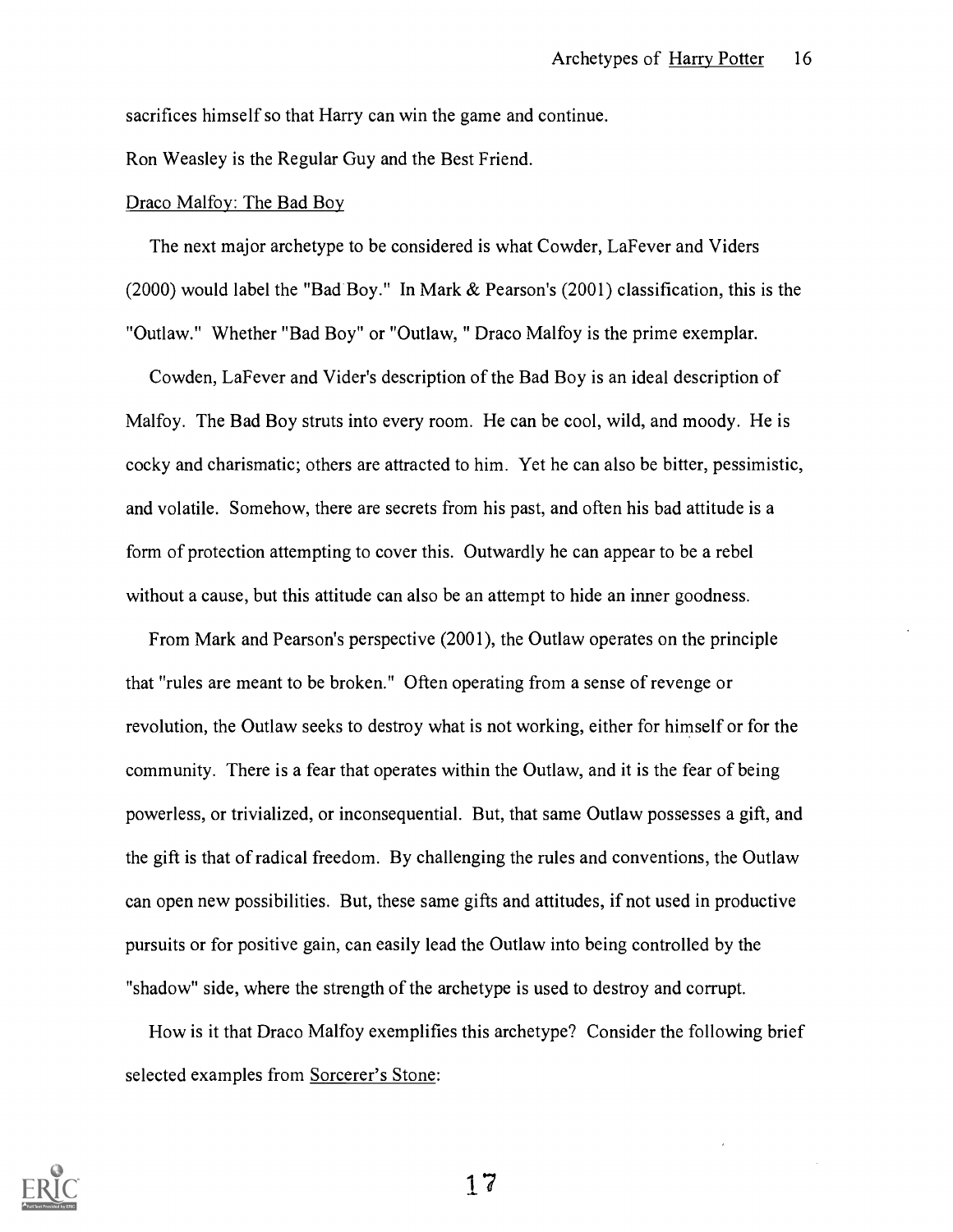sacrifices himself so that Harry can win the game and continue.

Ron Weasley is the Regular Guy and the Best Friend.

<u>Draco Malfoy: The Bad Boy</u>

The next major archetype to be considered is what Cowder, LaFever and Viders (2000) would label the "Bad Boy." In Mark & Pearson's (2001) classification, this is the "Outlaw." Whether "Bad Boy" or "Outlaw, " Draco Malfoy is the prime exemplar.

Cowden, LaFever and Vider's description of the Bad Boy is an ideal description of Malfoy. The Bad Boy struts into every room. He can be cool, wild, and moody. He is cocky and charismatic; others are attracted to him. Yet he can also be bitter, pessimistic, and volatile. Somehow, there are secrets from his past, and often his bad attitude is a form of protection attempting to cover this. Outwardly he can appear to be a rebel without a cause, but this attitude can also be an attempt to hide an inner goodness.

From Mark and Pearson's perspective (2001), the Outlaw operates on the principle that "rules are meant to be broken." Often operating from a sense of revenge or revolution, the Outlaw seeks to destroy what is not working, either for himself or for the community. There is a fear that operates within the Outlaw, and it is the fear of being powerless, or trivialized, or inconsequential. But, that same Outlaw possesses a gift, and the gift is that of radical freedom. By challenging the rules and conventions, the Outlaw can open new possibilities. But, these same gifts and attitudes, if not used in productive pursuits or for positive gain, can easily lead the Outlaw into being controlled by the "shadow" side, where the strength of the archetype is used to destroy and corrupt.

How is it that Draco Malfoy exemplifies this archetype? Consider the following brief selected examples from <u>Sorcerer's Stone</u>: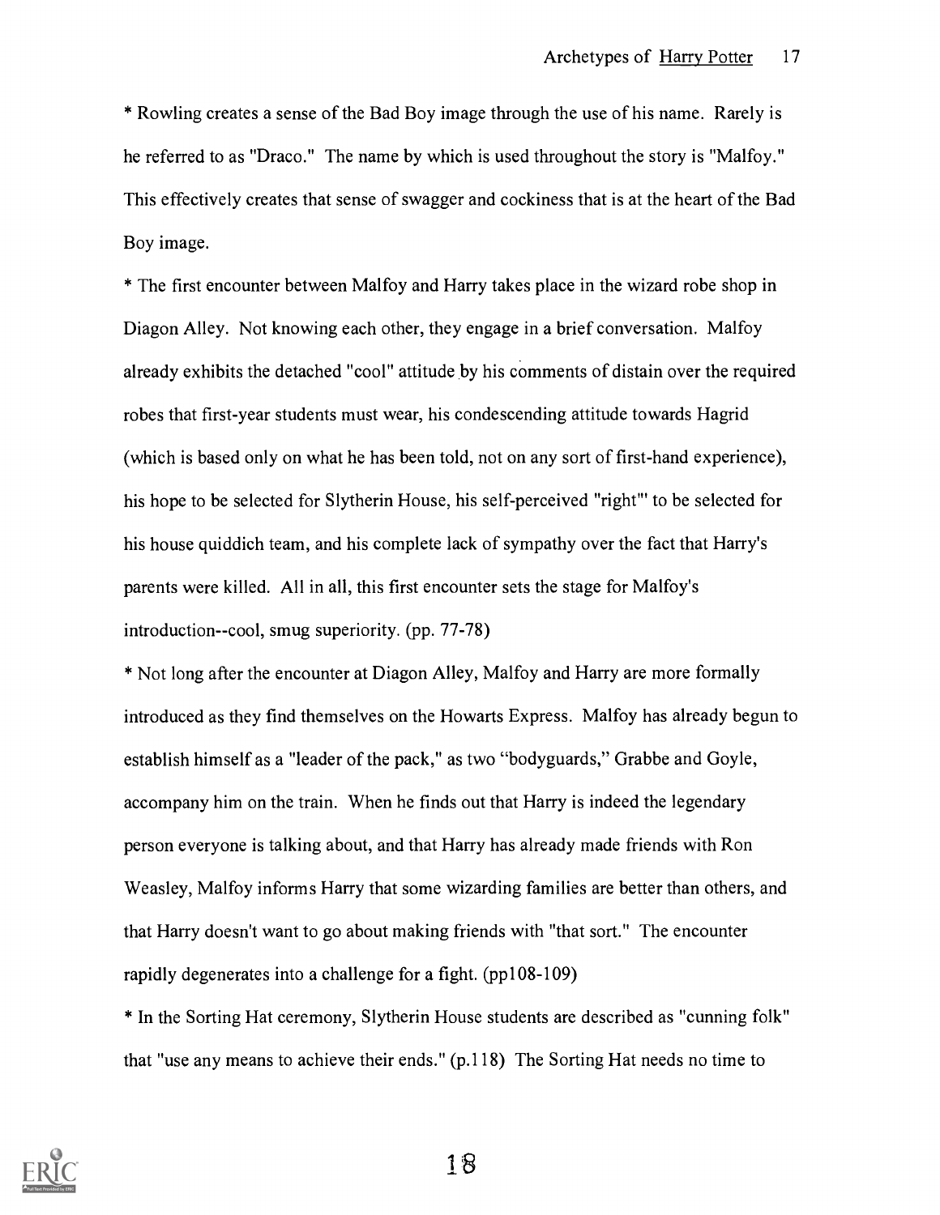* Rowling creates a sense of the Bad Boy image through the use of his name. Rarely is he referred to as "Draco." The name by which is used throughout the story is "Malfoy." This effectively creates that sense of swagger and cockiness that is at the heart of the Bad Boy image.

* The first encounter between Malfoy and Harry takes place in the wizard robe shop in Diagon Alley. Not knowing each other, they engage in a brief conversation. Malfoy already exhibits the detached "cool" attitude by his comments of distain over the required robes that first-year students must wear, his condescending attitude towards Hagrid (which is based only on what he has been told, not on any sort of first-hand experience), his hope to be selected for Slytherin House, his self-perceived "right"' to be selected for his house quiddich team, and his complete lack of sympathy over the fact that Harry's parents were killed. All in all, this first encounter sets the stage for Malfoy's introduction--cool, smug superiority. (pp. 77-78)

* Not long after the encounter at Diagon Alley, Malfoy and Harry are more formally introduced as they find themselves on the Howarts Express. Malfoy has already begun to establish himself as a "leader of the pack," as two "bodyguards," Grabbe and Goyle, accompany him on the train. When he finds out that Harry is indeed the legendary person everyone is talking about, and that Harry has already made friends with Ron Weasley, Malfoy informs Harry that some wizarding families are better than others, and that Harry doesn't want to go about making friends with "that sort." The encounter rapidly degenerates into a challenge for a fight. (pp108-109)

* In the Sorting Hat ceremony, Slytherin House students are described as "cunning folk" that "use any means to achieve their ends." (p.118) The Sorting Hat needs no time to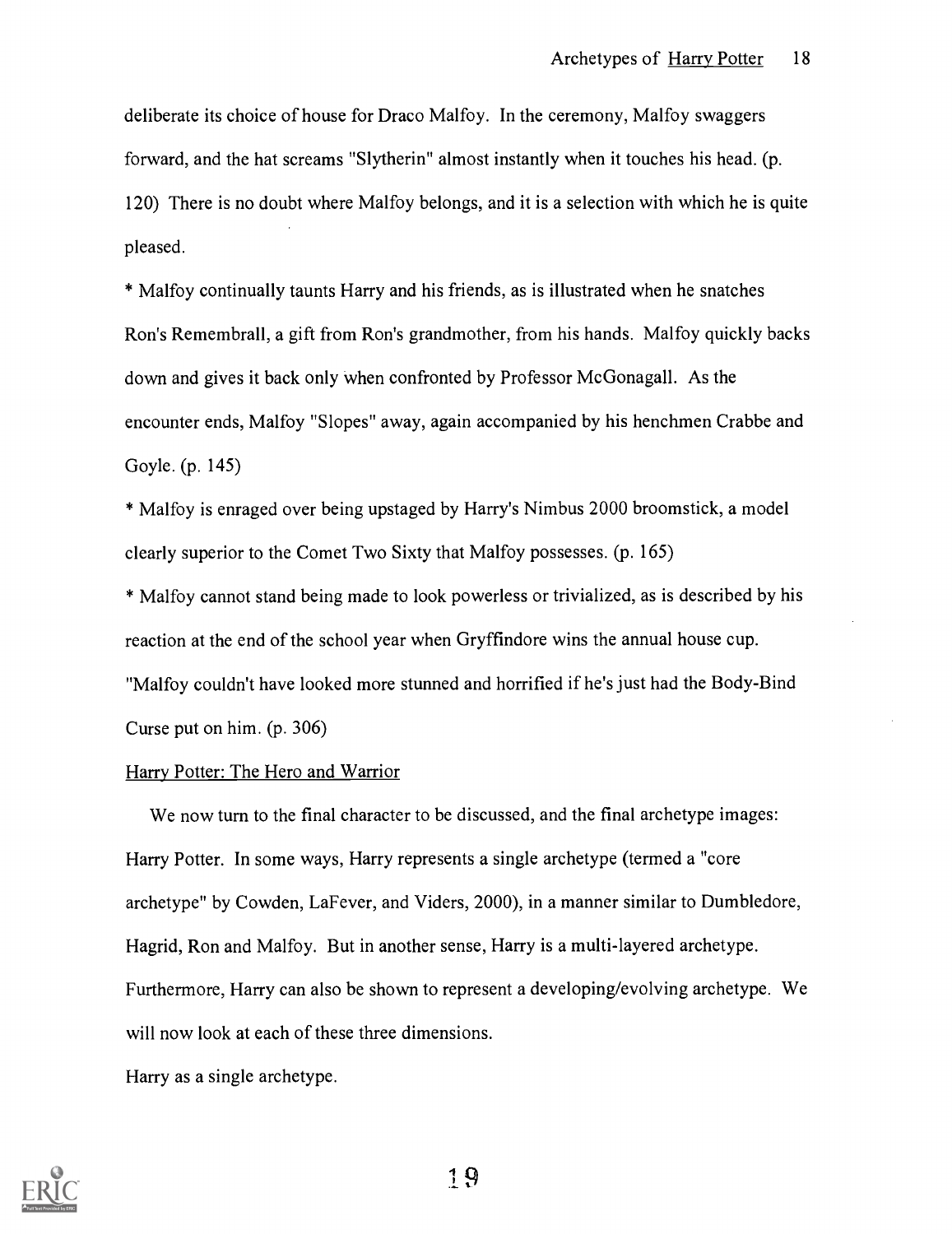deliberate its choice of house for Draco Malfoy. In the ceremony, Malfoy swaggers forward, and the hat screams "Slytherin" almost instantly when it touches his head. (p. 120) There is no doubt where Malfoy belongs, and it is a selection with which he is quite pleased.

* Malfoy continually taunts Harry and his friends, as is illustrated when he snatches Ron's Remembrall, a gift from Ron's grandmother, from his hands. Malfoy quickly backs down and gives it back only when confronted by Professor McGonagall. As the encounter ends, Malfoy "Slopes" away, again accompanied by his henchmen Crabbe and Goyle. (p. 145)

* Malfoy is enraged over being upstaged by Harry's Nimbus 2000 broomstick, a model clearly superior to the Comet Two Sixty that Malfoy possesses. (p. 165)

* Malfoy cannot stand being made to look powerless or trivialized, as is described by his reaction at the end of the school year when Gryffindore wins the annual house cup. "Malfoy couldn't have looked more stunned and horrified if he's just had the Body-Bind Curse put on him. (p. 306)

Harry Potter: The Hero and Warrior

We now turn to the final character to be discussed, and the final archetype images: Harry Potter. In some ways, Harry represents a single archetype (termed a "core archetype" by Cowden, LaFever, and Viders, 2000), in a manner similar to Dumbledore, Hagrid, Ron and Malfoy. But in another sense, Harry is a multi-layered archetype. Furthermore, Harry can also be shown to represent a developing/evolving archetype. We will now look at each of these three dimensions.

Harry as a single archetype.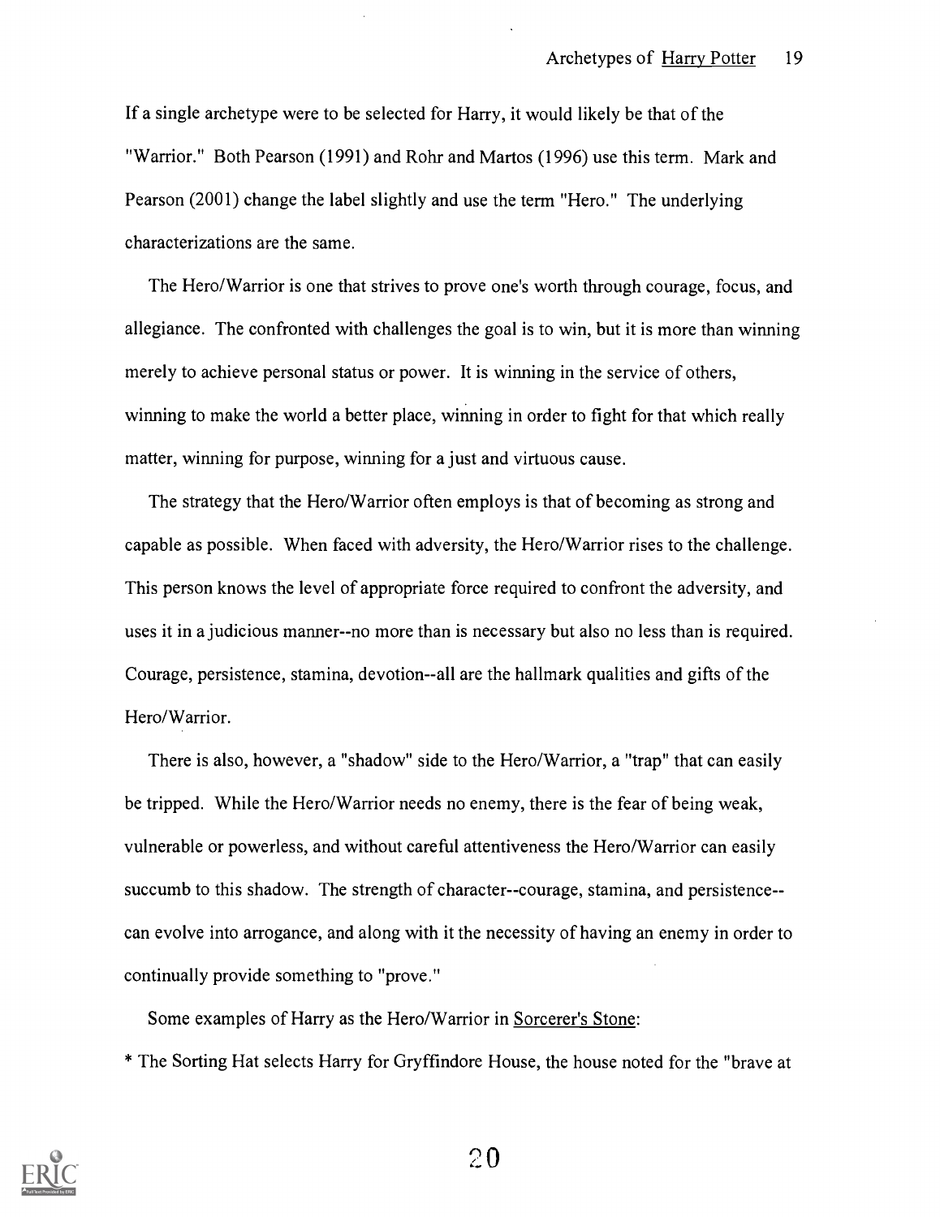If a single archetype were to be selected for Harry, it would likely be that of the "Warrior." Both Pearson (1991) and Rohr and Martos (1996) use this term. Mark and Pearson (2001) change the label slightly and use the term "Hero." The underlying characterizations are the same.

The Hero/Warrior is one that strives to prove one's worth through courage, focus, and allegiance. The confronted with challenges the goal is to win, but it is more than winning merely to achieve personal status or power. It is winning in the service of others, winning to make the world a better place, winning in order to fight for that which really matter, winning for purpose, winning for a just and virtuous cause.

The strategy that the Hero/Warrior often employs is that of becoming as strong and capable as possible. When faced with adversity, the Hero/Warrior rises to the challenge. This person knows the level of appropriate force required to confront the adversity, and uses it in a judicious manner--no more than is necessary but also no less than is required. Courage, persistence, stamina, devotion--all are the hallmark qualities and gifts of the Hero/Warrior.

There is also, however, a "shadow" side to the Hero/Warrior, a "trap" that can easily be tripped. While the Hero/Warrior needs no enemy, there is the fear of being weak, vulnerable or powerless, and without careful attentiveness the Hero/Warrior can easily succumb to this shadow. The strength of character--courage, stamina, and persistence--can evolve into arrogance, and along with it the necessity of having an enemy in order to continually provide something to "prove."

Some examples of Harry as the Hero/Warrior in <u>Sorcerer's Stone</u>:

* The Sorting Hat selects Harry for Gryffindore House, the house noted for the "brave at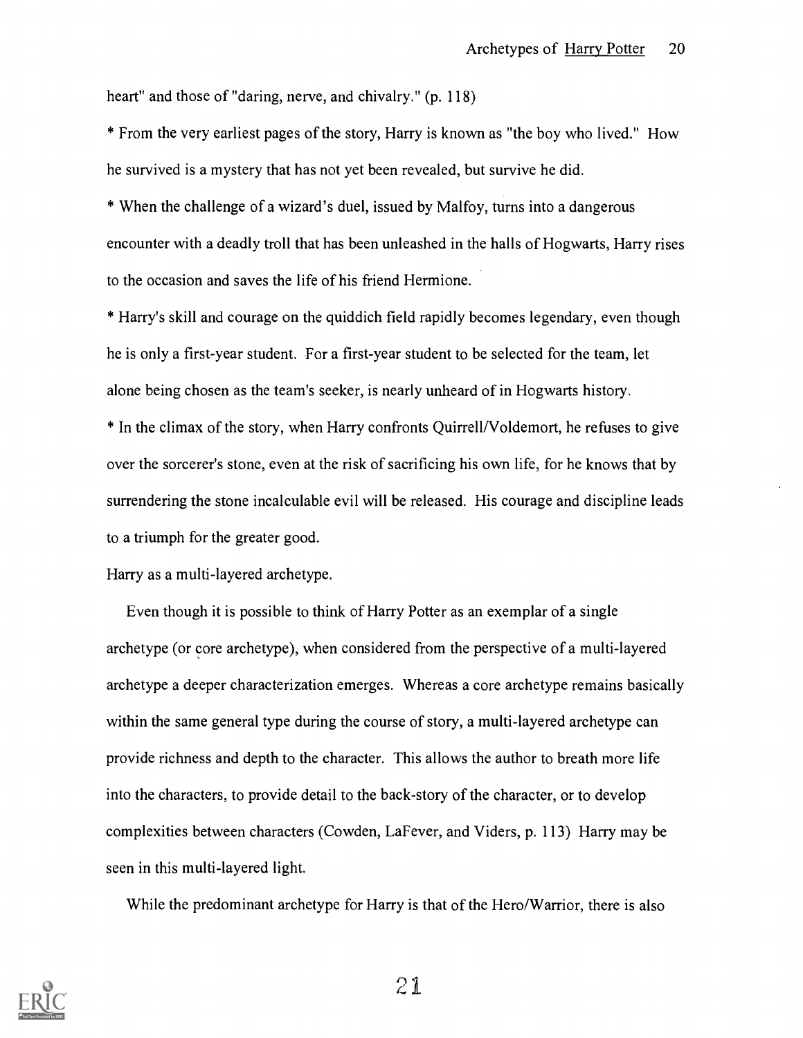heart" and those of "daring, nerve, and chivalry." (p. 118)

* From the very earliest pages of the story, Harry is known as "the boy who lived." How he survived is a mystery that has not yet been revealed, but survive he did.

* When the challenge of a wizard's duel, issued by Malfoy, turns into a dangerous encounter with a deadly troll that has been unleashed in the halls of Hogwarts, Harry rises to the occasion and saves the life of his friend Hermione.

* Harry's skill and courage on the quiddich field rapidly becomes legendary, even though he is only a first-year student. For a first-year student to be selected for the team, let alone being chosen as the team's seeker, is nearly unheard of in Hogwarts history.

* In the climax of the story, when Harry confronts Quirrell/Voldemort, he refuses to give over the sorcerer's stone, even at the risk of sacrificing his own life, for he knows that by surrendering the stone incalculable evil will be released. His courage and discipline leads to a triumph for the greater good.

Harry as a multi-layered archetype.

Even though it is possible to think of Harry Potter as an exemplar of a single archetype (or core archetype), when considered from the perspective of a multi-layered archetype a deeper characterization emerges. Whereas a core archetype remains basically within the same general type during the course of story, a multi-layered archetype can provide richness and depth to the character. This allows the author to breath more life into the characters, to provide detail to the back-story of the character, or to develop complexities between characters (Cowden, LaFever, and Viders, p. 113) Harry may be seen in this multi-layered light.

While the predominant archetype for Harry is that of the Hero/Warrior, there is also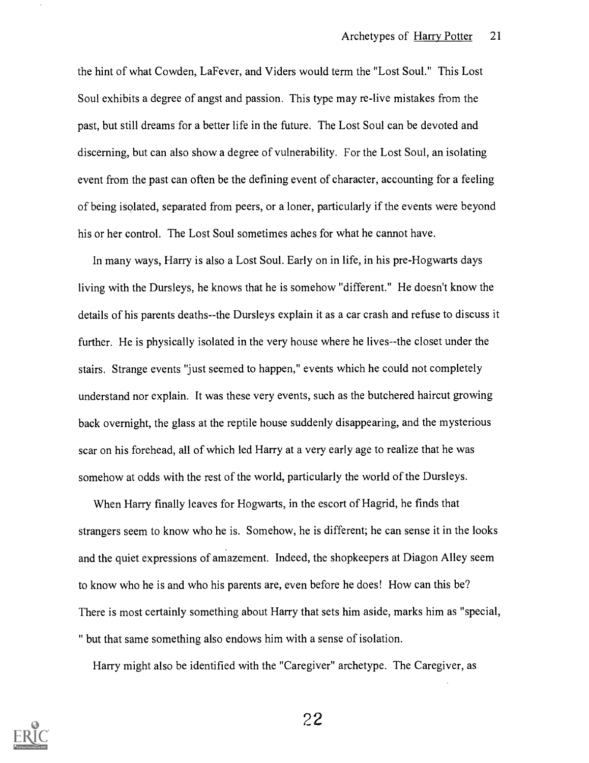the hint of what Cowden, LaFever, and Viders would term the "Lost Soul." This Lost Soul exhibits a degree of angst and passion. This type may re-live mistakes from the past, but still dreams for a better life in the future. The Lost Soul can be devoted and discerning, but can also show a degree of vulnerability. For the Lost Soul, an isolating event from the past can often be the defining event of character, accounting for a feeling of being isolated, separated from peers, or a loner, particularly if the events were beyond his or her control. The Lost Soul sometimes aches for what he cannot have.

In many ways, Harry is also a Lost Soul. Early on in life, in his pre-Hogwarts days living with the Dursleys, he knows that he is somehow "different." He doesn't know the details of his parents deaths--the Dursleys explain it as a car crash and refuse to discuss it further. He is physically isolated in the very house where he lives--the closet under the stairs. Strange events "just seemed to happen," events which he could not completely understand nor explain. It was these very events, such as the butchered haircut growing back overnight, the glass at the reptile house suddenly disappearing, and the mysterious scar on his forehead, all of which led Harry at a very early age to realize that he was somehow at odds with the rest of the world, particularly the world of the Dursleys.

When Harry finally leaves for Hogwarts, in the escort of Hagrid, he finds that strangers seem to know who he is. Somehow, he is different; he can sense it in the looks and the quiet expressions of amazement. Indeed, the shopkeepers at Diagon Alley seem to know who he is and who his parents are, even before he does! How can this be? There is most certainly something about Harry that sets him aside, marks him as "special," but that same something also endows him with a sense of isolation.

Harry might also be identified with the "Caregiver" archetype. The Caregiver, as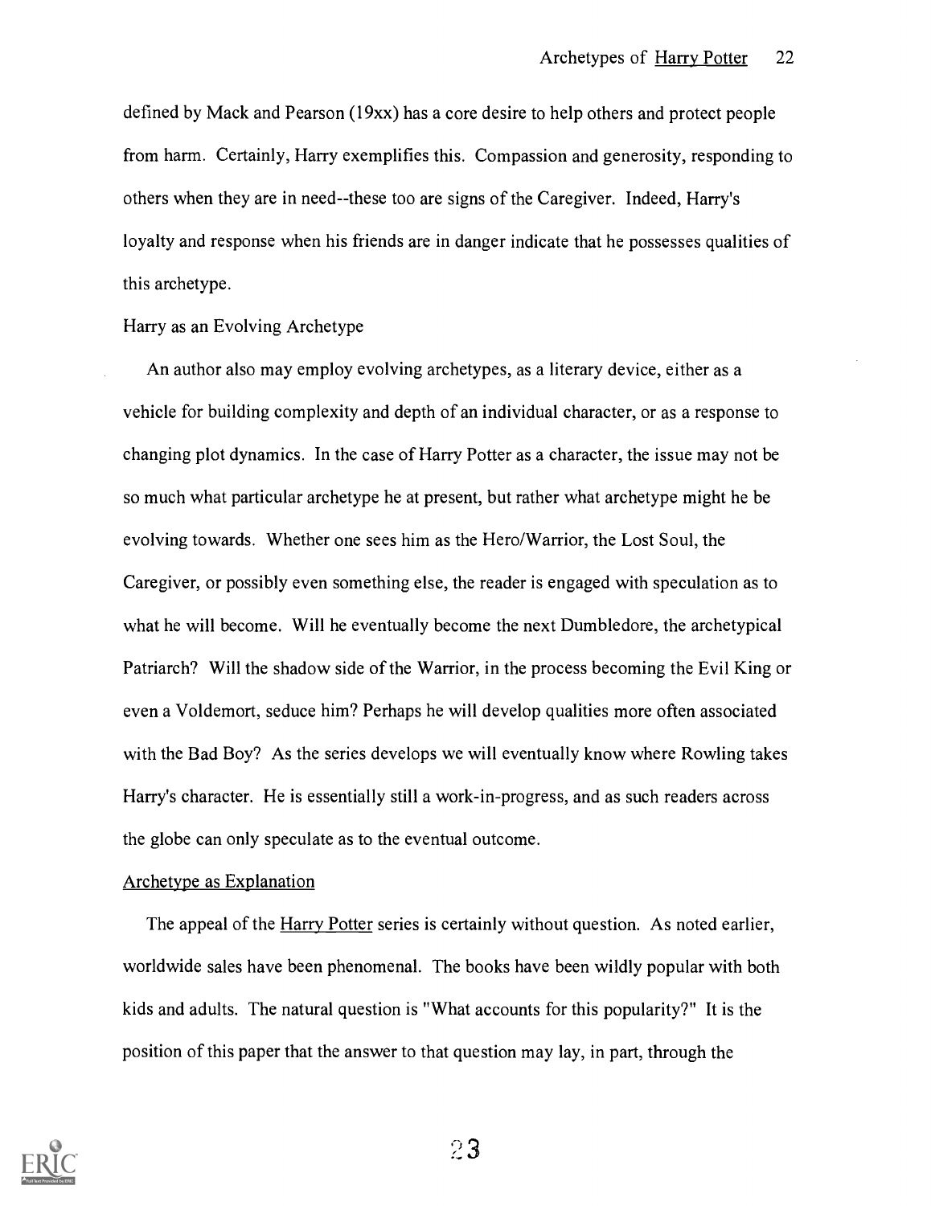defined by Mack and Pearson (19xx) has a core desire to help others and protect people from harm. Certainly, Harry exemplifies this. Compassion and generosity, responding to others when they are in need--these too are signs of the Caregiver. Indeed, Harry's loyalty and response when his friends are in danger indicate that he possesses qualities of this archetype.

Harry as an Evolving Archetype

An author also may employ evolving archetypes, as a literary device, either as a vehicle for building complexity and depth of an individual character, or as a response to changing plot dynamics. In the case of Harry Potter as a character, the issue may not be so much what particular archetype he at present, but rather what archetype might he be evolving towards. Whether one sees him as the Hero/Warrior, the Lost Soul, the Caregiver, or possibly even something else, the reader is engaged with speculation as to what he will become. Will he eventually become the next Dumbledore, the archetypical Patriarch? Will the shadow side of the Warrior, in the process becoming the Evil King or even a Voldemort, seduce him? Perhaps he will develop qualities more often associated with the Bad Boy? As the series develops we will eventually know where Rowling takes Harry's character. He is essentially still a work-in-progress, and as such readers across the globe can only speculate as to the eventual outcome.

Archetype as Explanation

The appeal of the Harry Potter series is certainly without question. As noted earlier, worldwide sales have been phenomenal. The books have been wildly popular with both kids and adults. The natural question is "What accounts for this popularity?" It is the position of this paper that the answer to that question may lay, in part, through the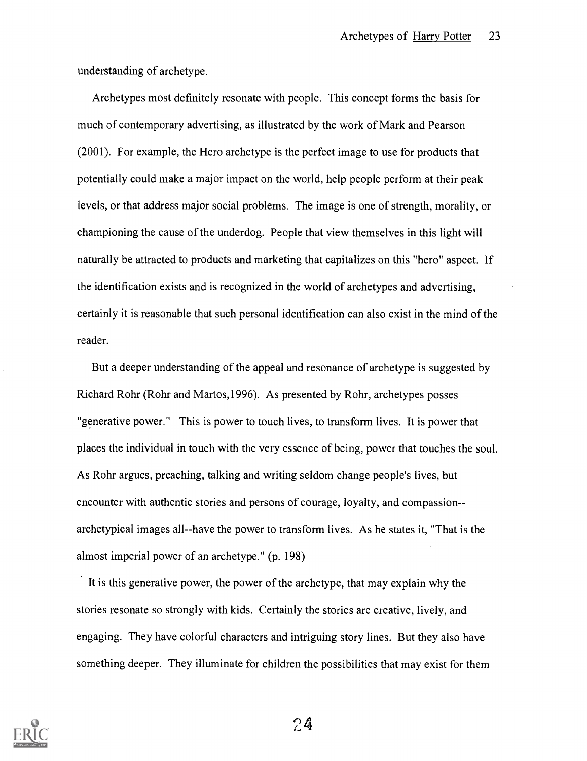understanding of archetype.

Archetypes most definitely resonate with people. This concept forms the basis for much of contemporary advertising, as illustrated by the work of Mark and Pearson (2001). For example, the Hero archetype is the perfect image to use for products that potentially could make a major impact on the world, help people perform at their peak levels, or that address major social problems. The image is one of strength, morality, or championing the cause of the underdog. People that view themselves in this light will naturally be attracted to products and marketing that capitalizes on this "hero" aspect. If the identification exists and is recognized in the world of archetypes and advertising, certainly it is reasonable that such personal identification can also exist in the mind of the reader.

But a deeper understanding of the appeal and resonance of archetype is suggested by Richard Rohr (Rohr and Martos,1996). As presented by Rohr, archetypes posses "generative power." This is power to touch lives, to transform lives. It is power that places the individual in touch with the very essence of being, power that touches the soul. As Rohr argues, preaching, talking and writing seldom change people's lives, but encounter with authentic stories and persons of courage, loyalty, and compassion--archetypical images all--have the power to transform lives. As he states it, "That is the almost imperial power of an archetype." (p. 198)

It is this generative power, the power of the archetype, that may explain why the stories resonate so strongly with kids. Certainly the stories are creative, lively, and engaging. They have colorful characters and intriguing story lines. But they also have something deeper. They illuminate for children the possibilities that may exist for them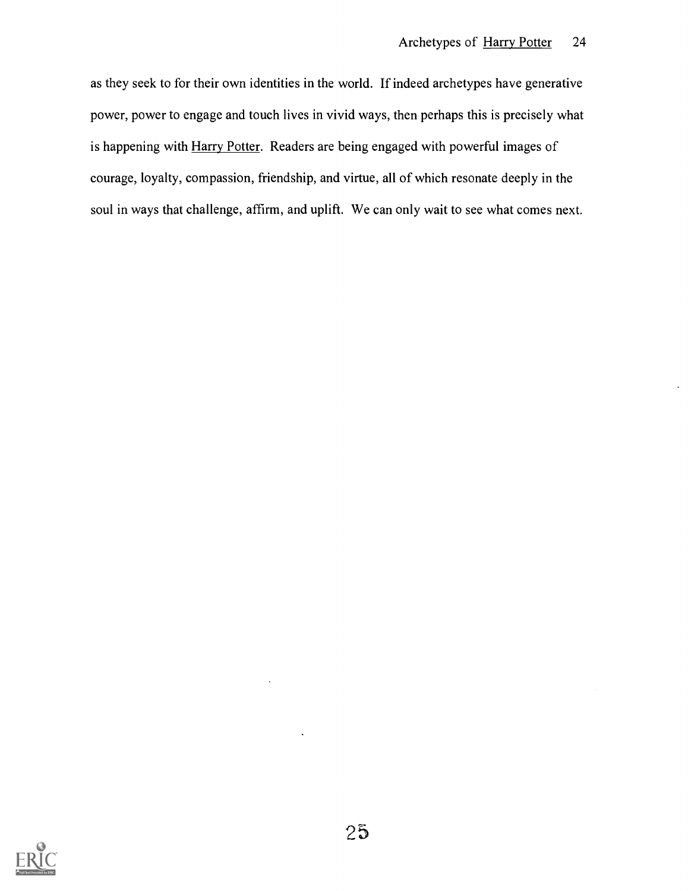as they seek to for their own identities in the world. If indeed archetypes have generative power, power to engage and touch lives in vivid ways, then perhaps this is precisely what is happening with Harry Potter. Readers are being engaged with powerful images of courage, loyalty, compassion, friendship, and virtue, all of which resonate deeply in the soul in ways that challenge, affirm, and uplift. We can only wait to see what comes next.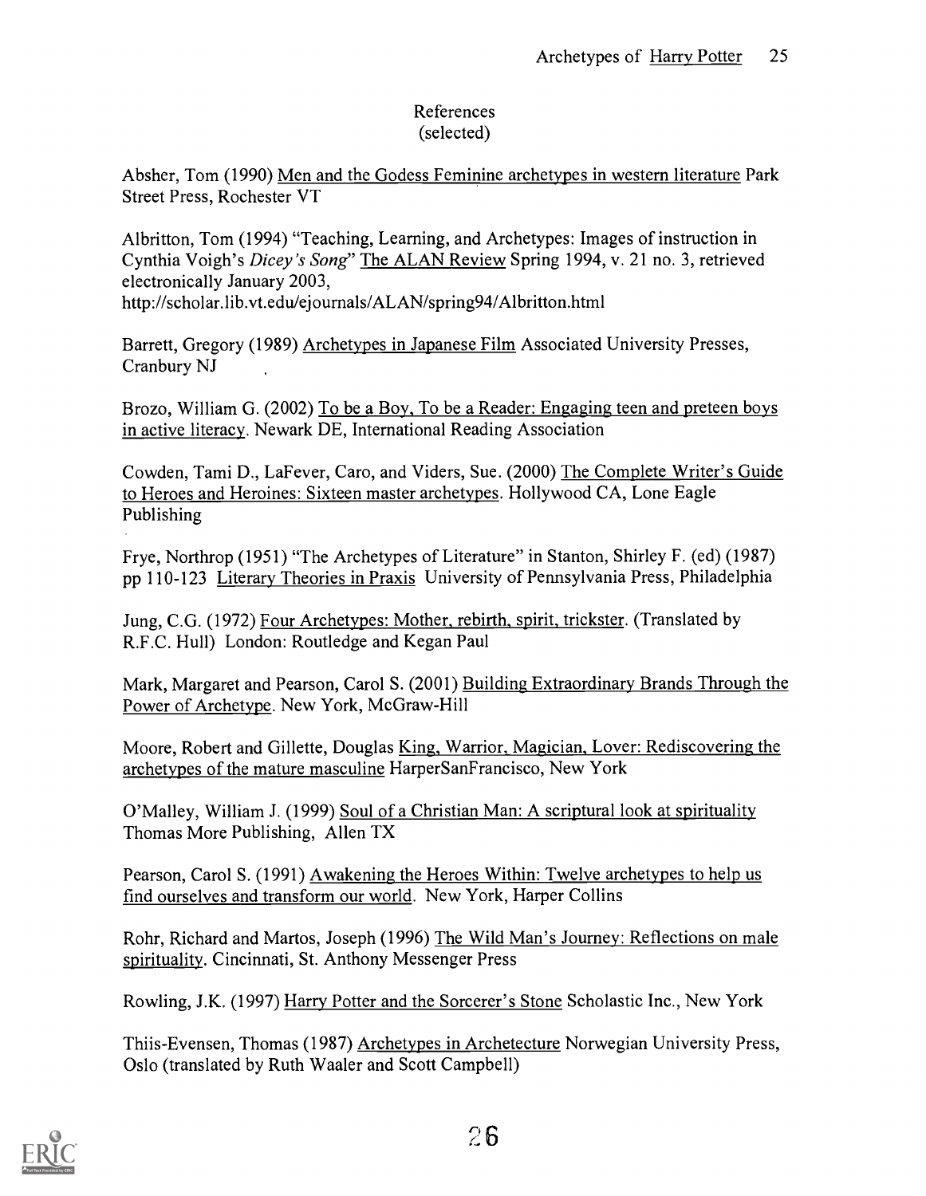# References
(selected)

Absher, Tom (1990) Men and the Godess Feminine archetypes in western literature Park Street Press, Rochester VT

Albritton, Tom (1994) "Teaching, Learning, and Archetypes: Images of instruction in Cynthia Voigh's *Dicey's Song*" The ALAN Review Spring 1994, v. 21 no. 3, retrieved electronically January 2003,
http://scholar.lib.vt.edu/ejournals/ALAN/spring94/Albritton.html

Barrett, Gregory (1989) Archetypes in Japanese Film Associated University Presses, Cranbury NJ

Brozo, William G. (2002) To be a Boy, To be a Reader: Engaging teen and preteen boys in active literacy. Newark DE, International Reading Association

Cowden, Tami D., LaFever, Caro, and Viders, Sue. (2000) The Complete Writer's Guide to Heroes and Heroines: Sixteen master archetypes. Hollywood CA, Lone Eagle Publishing

Frye, Northrop (1951) "The Archetypes of Literature" in Stanton, Shirley F. (ed) (1987) pp 110-123 Literary Theories in Praxis University of Pennsylvania Press, Philadelphia

Jung, C.G. (1972) Four Archetypes: Mother, rebirth, spirit, trickster. (Translated by R.F.C. Hull) London: Routledge and Kegan Paul

Mark, Margaret and Pearson, Carol S. (2001) Building Extraordinary Brands Through the Power of Archetype. New York, McGraw-Hill

Moore, Robert and Gillette, Douglas King, Warrior, Magician, Lover: Rediscovering the archetypes of the mature masculine HarperSanFrancisco, New York

O'Malley, William J. (1999) Soul of a Christian Man: A scriptural look at spirituality Thomas More Publishing, Allen TX

Pearson, Carol S. (1991) Awakening the Heroes Within: Twelve archetypes to help us find ourselves and transform our world. New York, Harper Collins

Rohr, Richard and Martos, Joseph (1996) The Wild Man's Journey: Reflections on male spirituality. Cincinnati, St. Anthony Messenger Press

Rowling, J.K. (1997) Harry Potter and the Sorcerer's Stone Scholastic Inc., New York

Thiis-Evensen, Thomas (1987) Archetypes in Archetecture Norwegian University Press, Oslo (translated by Ruth Waaler and Scott Campbell)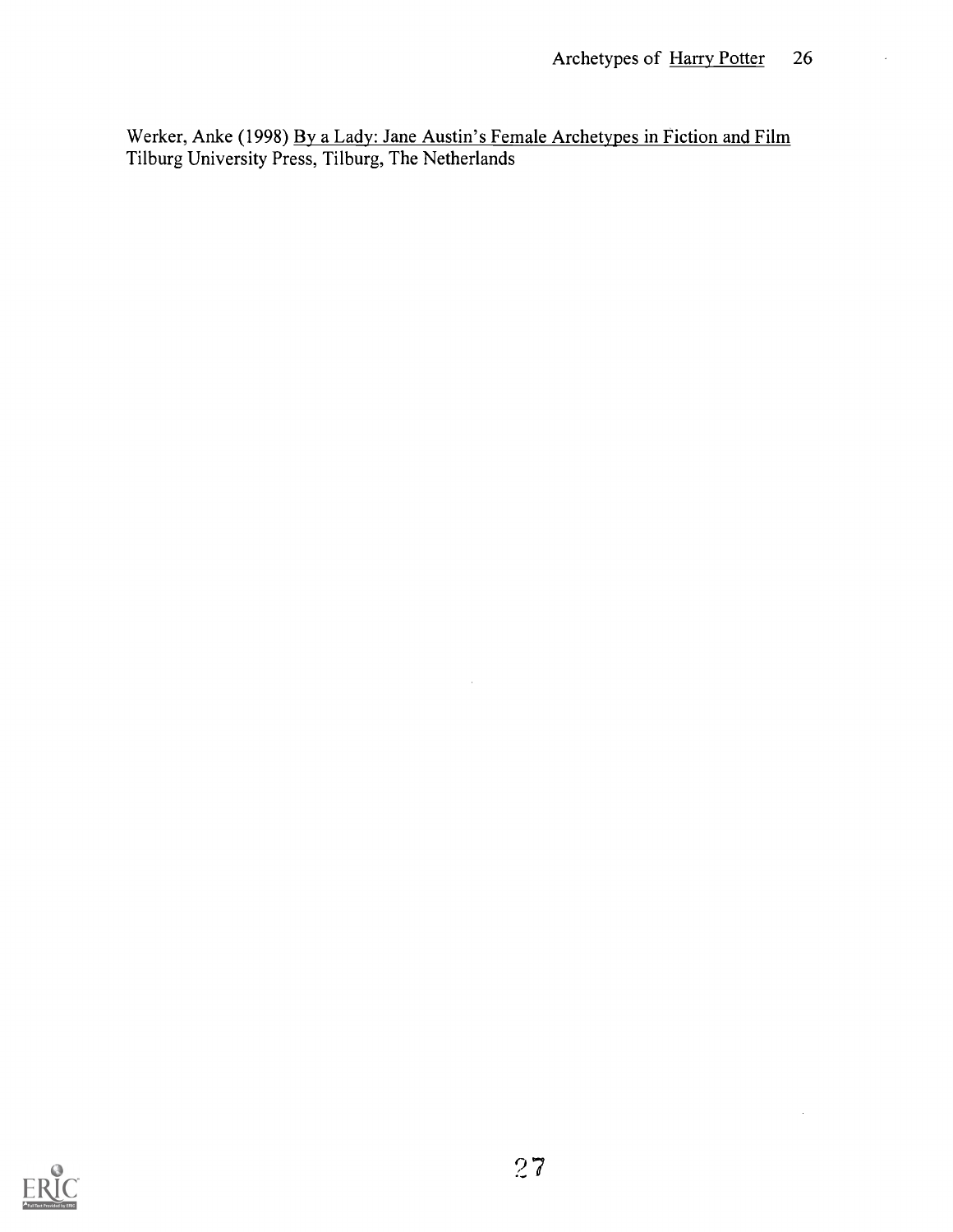Werker, Anke (1998) By a Lady: Jane Austin's Female Archetypes in Fiction and Film Tilburg University Press, Tilburg, The Netherlands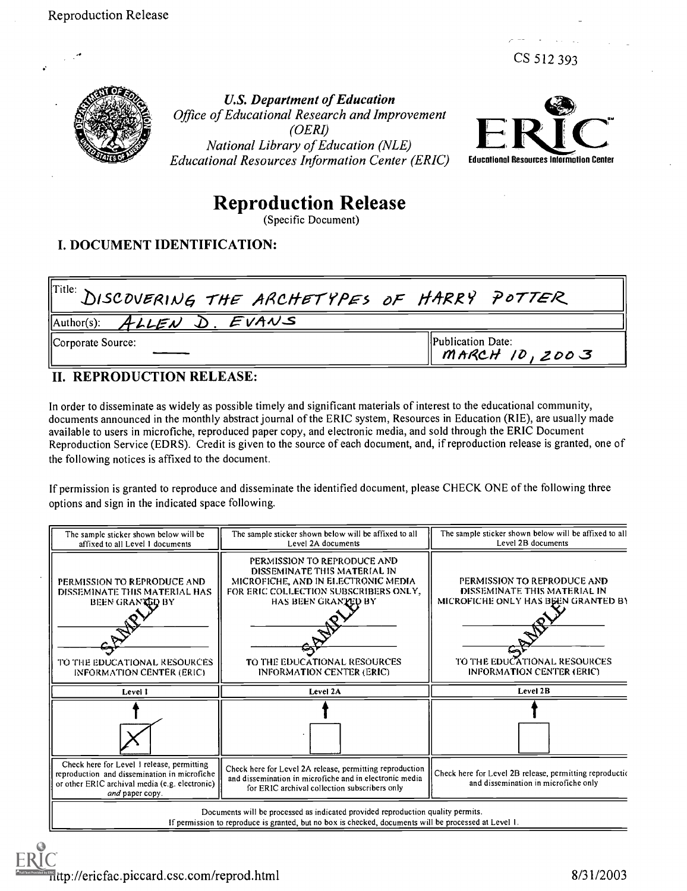CS 512 393

*U.S. Department of Education*
*Office of Educational Research and Improvement (OERI)*
*National Library of Education (NLE)*
*Educational Resources Information Center (ERIC)*

ERIC Educational Resources Information Center

# Reproduction Release

(Specific Document)

## I. DOCUMENT IDENTIFICATION:

| Title: DISCOVERING THE ARCHETYPES OF HARRY POTTER | |
|---|---|
| Author(s): ALLEN D. EVANS | |
| Corporate Source: — | Publication Date: MARCH 10, 2003 |

## II. REPRODUCTION RELEASE:

In order to disseminate as widely as possible timely and significant materials of interest to the educational community, documents announced in the monthly abstract journal of the ERIC system, Resources in Education (RIE), are usually made available to users in microfiche, reproduced paper copy, and electronic media, and sold through the ERIC Document Reproduction Service (EDRS). Credit is given to the source of each document, and, if reproduction release is granted, one of the following notices is affixed to the document.

If permission is granted to reproduce and disseminate the identified document, please CHECK ONE of the following three options and sign in the indicated space following.

| The sample sticker shown below will be affixed to all Level 1 documents | The sample sticker shown below will be affixed to all Level 2A documents | The sample sticker shown below will be affixed to all Level 2B documents |
|---|---|---|
| PERMISSION TO REPRODUCE AND DISSEMINATE THIS MATERIAL HAS BEEN GRANTED BY ________ SAMPLE ________ TO THE EDUCATIONAL RESOURCES INFORMATION CENTER (ERIC) | PERMISSION TO REPRODUCE AND DISSEMINATE THIS MATERIAL IN MICROFICHE, AND IN ELECTRONIC MEDIA FOR ERIC COLLECTION SUBSCRIBERS ONLY, HAS BEEN GRANTED BY ________ SAMPLE ________ TO THE EDUCATIONAL RESOURCES INFORMATION CENTER (ERIC) | PERMISSION TO REPRODUCE AND DISSEMINATE THIS MATERIAL IN MICROFICHE ONLY HAS BEEN GRANTED BY ________ SAMPLE ________ TO THE EDUCATIONAL RESOURCES INFORMATION CENTER (ERIC) |
| Level 1 | Level 2A | Level 2B |
| [X] | [ ] | [ ] |
| Check here for Level 1 release, permitting reproduction and dissemination in microfiche or other ERIC archival media (e.g. electronic) *and* paper copy. | Check here for Level 2A release, permitting reproduction and dissemination in microfiche and in electronic media for ERIC archival collection subscribers only | Check here for Level 2B release, permitting reproduction and dissemination in microfiche only |

Documents will be processed as indicated provided reproduction quality permits.
If permission to reproduce is granted, but no box is checked, documents will be processed at Level 1.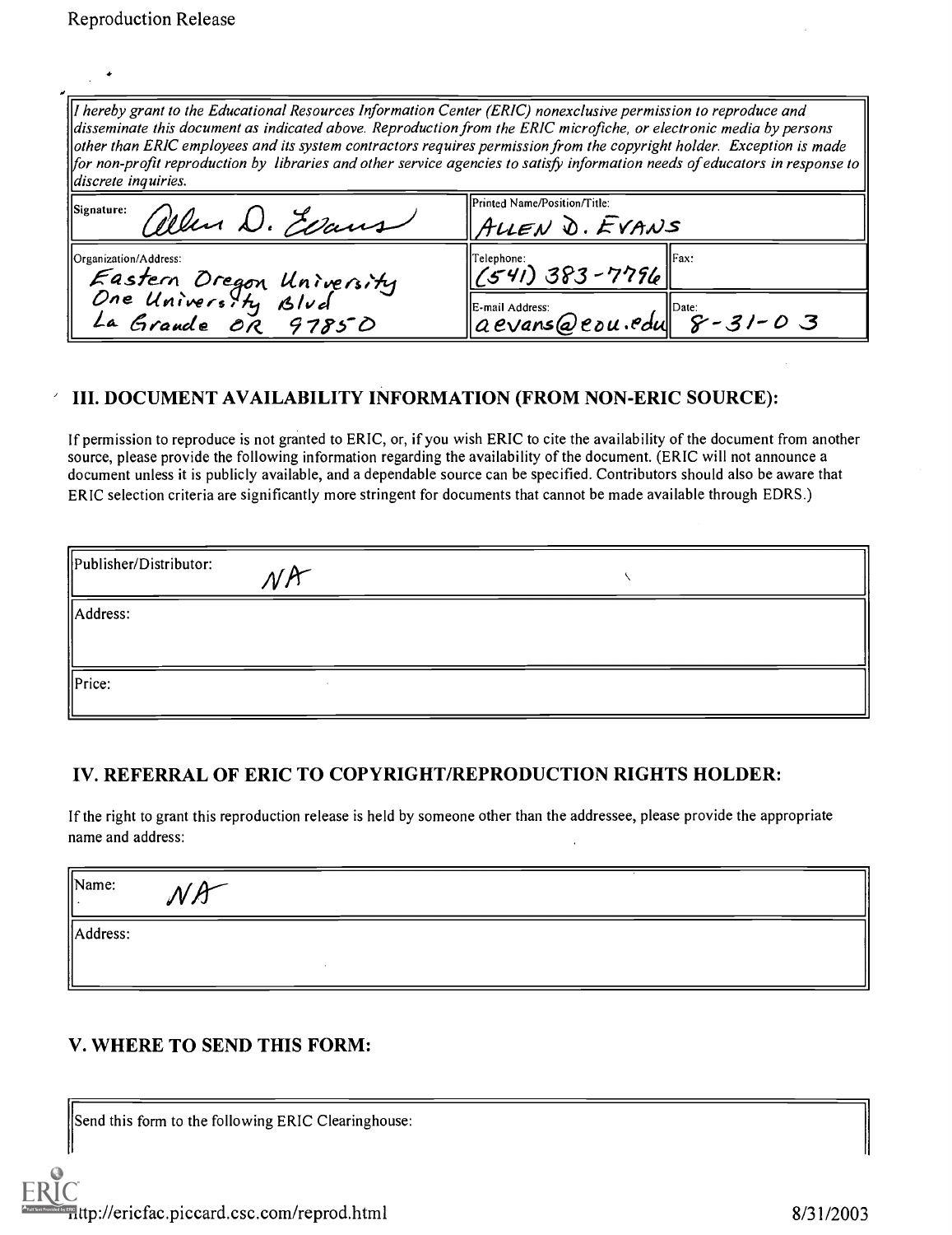Reproduction Release

| | |
|---|---|
| *I hereby grant to the Educational Resources Information Center (ERIC) nonexclusive permission to reproduce and disseminate this document as indicated above. Reproduction from the ERIC microfiche, or electronic media by persons other than ERIC employees and its system contractors requires permission from the copyright holder. Exception is made for non-profit reproduction by libraries and other service agencies to satisfy information needs of educators in response to discrete inquiries.* | |
| Signature: Allen D. Evans | Printed Name/Position/Title: ALLEN D. EVANS |
| Organization/Address: Eastern Oregon University One University Blvd La Grande OR 97850 | Telephone: (541) 383-7796 Fax: |
| | E-mail Address: aevans@eou.edu Date: 8-31-03 |

## III. DOCUMENT AVAILABILITY INFORMATION (FROM NON-ERIC SOURCE):

If permission to reproduce is not granted to ERIC, or, if you wish ERIC to cite the availability of the document from another source, please provide the following information regarding the availability of the document. (ERIC will not announce a document unless it is publicly available, and a dependable source can be specified. Contributors should also be aware that ERIC selection criteria are significantly more stringent for documents that cannot be made available through EDRS.)

| | |
|---|---|
| Publisher/Distributor: | NA |
| Address: | |
| Price: | |

## IV. REFERRAL OF ERIC TO COPYRIGHT/REPRODUCTION RIGHTS HOLDER:

If the right to grant this reproduction release is held by someone other than the addressee, please provide the appropriate name and address:

| | |
|---|---|
| Name: | NA |
| Address: | |

## V. WHERE TO SEND THIS FORM:

Send this form to the following ERIC Clearinghouse:

http://ericfac.piccard.csc.com/reprod.html 8/31/2003